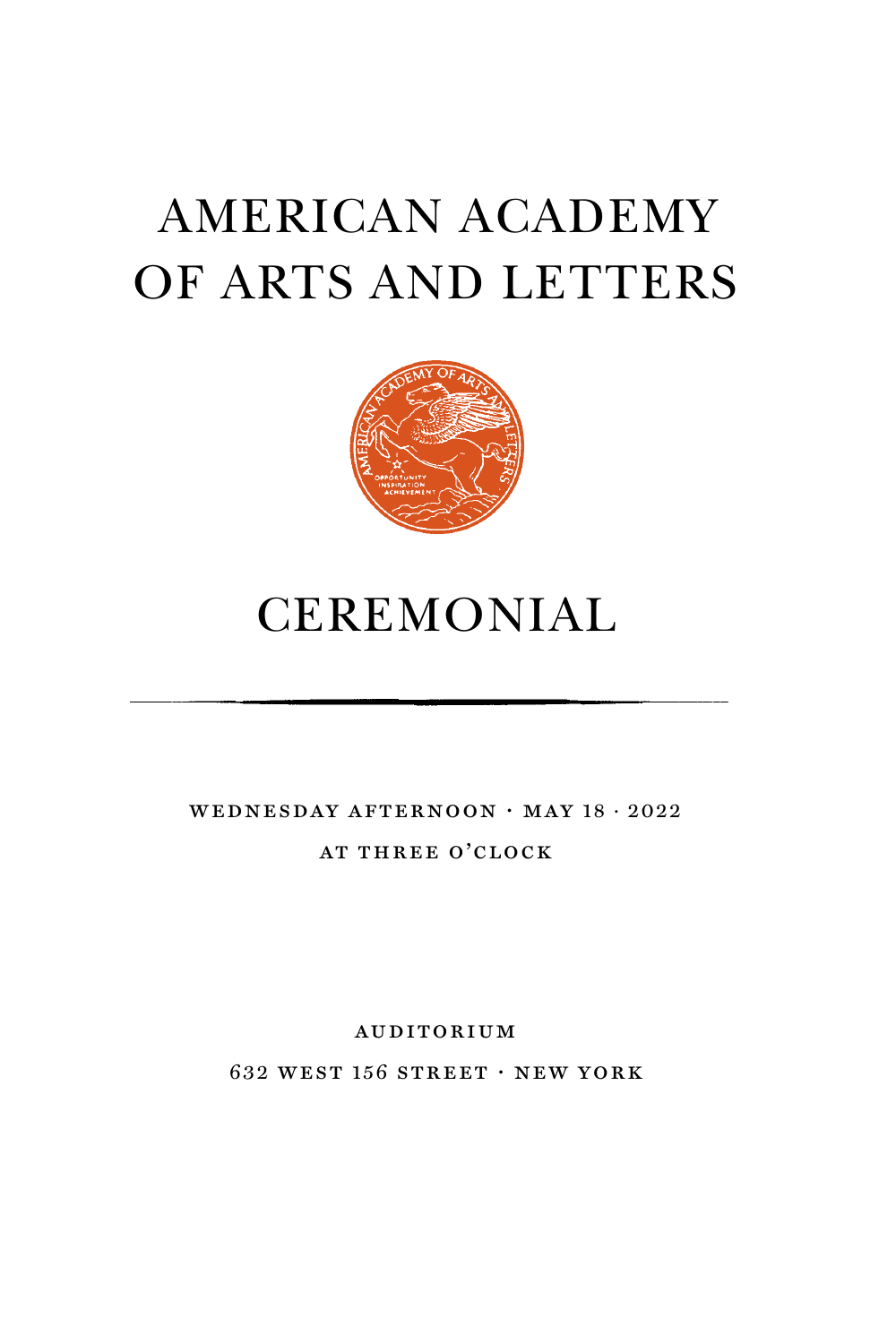# AMERICAN ACADEMY OF ARTS AND LETTERS

# CEREMONIAL

WEDNESDAY AFTERNOON · MAY 18 · 2022

AT THREE O'CLOCK

AUDITORIUM

632 WEST 156 STREET · NEW YORK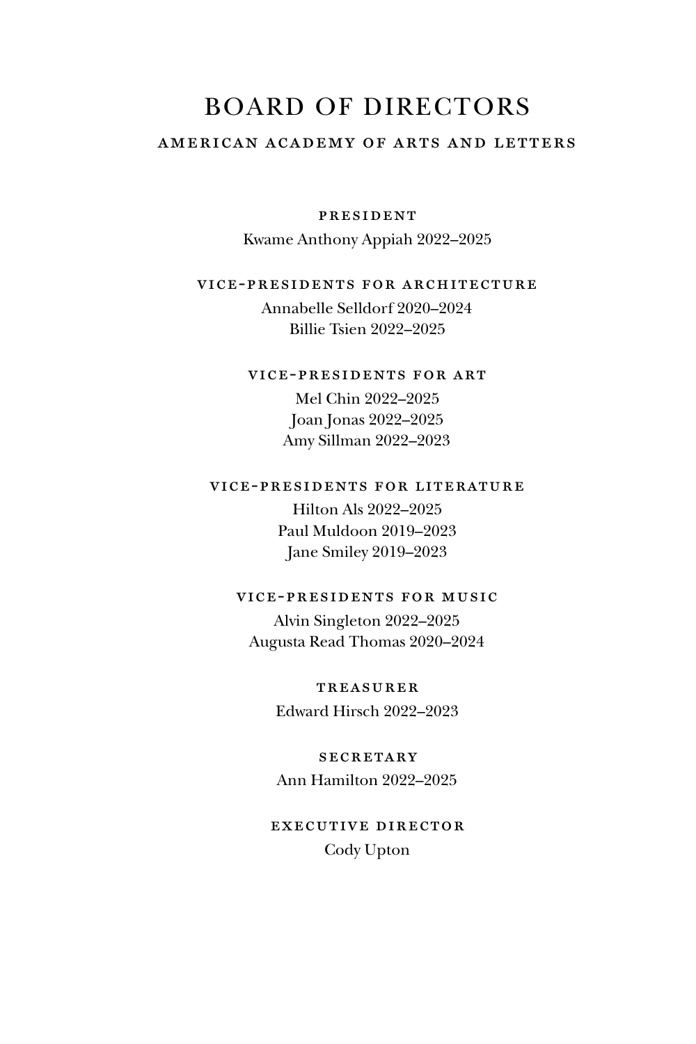# BOARD OF DIRECTORS

## AMERICAN ACADEMY OF ARTS AND LETTERS

### PRESIDENT

Kwame Anthony Appiah 2022–2025

### VICE-PRESIDENTS FOR ARCHITECTURE

Annabelle Selldorf 2020–2024
Billie Tsien 2022–2025

### VICE-PRESIDENTS FOR ART

Mel Chin 2022–2025
Joan Jonas 2022–2025
Amy Sillman 2022–2023

### VICE-PRESIDENTS FOR LITERATURE

Hilton Als 2022–2025
Paul Muldoon 2019–2023
Jane Smiley 2019–2023

### VICE-PRESIDENTS FOR MUSIC

Alvin Singleton 2022–2025
Augusta Read Thomas 2020–2024

### TREASURER

Edward Hirsch 2022–2023

### SECRETARY

Ann Hamilton 2022–2025

### EXECUTIVE DIRECTOR

Cody Upton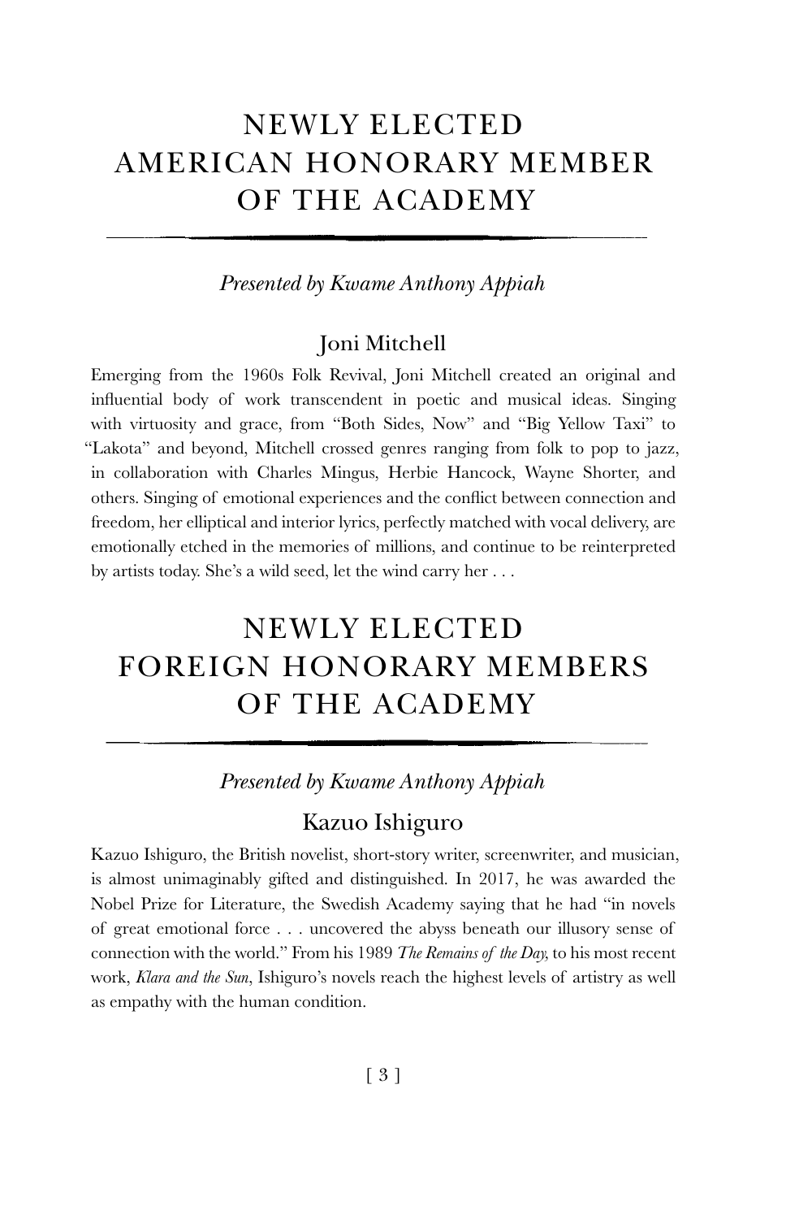# NEWLY ELECTED AMERICAN HONORARY MEMBER OF THE ACADEMY

*Presented by Kwame Anthony Appiah*

## Joni Mitchell

Emerging from the 1960s Folk Revival, Joni Mitchell created an original and influential body of work transcendent in poetic and musical ideas. Singing with virtuosity and grace, from "Both Sides, Now" and "Big Yellow Taxi" to "Lakota" and beyond, Mitchell crossed genres ranging from folk to pop to jazz, in collaboration with Charles Mingus, Herbie Hancock, Wayne Shorter, and others. Singing of emotional experiences and the conflict between connection and freedom, her elliptical and interior lyrics, perfectly matched with vocal delivery, are emotionally etched in the memories of millions, and continue to be reinterpreted by artists today. She's a wild seed, let the wind carry her . . .

# NEWLY ELECTED FOREIGN HONORARY MEMBERS OF THE ACADEMY

*Presented by Kwame Anthony Appiah*

## Kazuo Ishiguro

Kazuo Ishiguro, the British novelist, short-story writer, screenwriter, and musician, is almost unimaginably gifted and distinguished. In 2017, he was awarded the Nobel Prize for Literature, the Swedish Academy saying that he had "in novels of great emotional force . . . uncovered the abyss beneath our illusory sense of connection with the world." From his 1989 *The Remains of the Day,* to his most recent work, *Klara and the Sun*, Ishiguro's novels reach the highest levels of artistry as well as empathy with the human condition.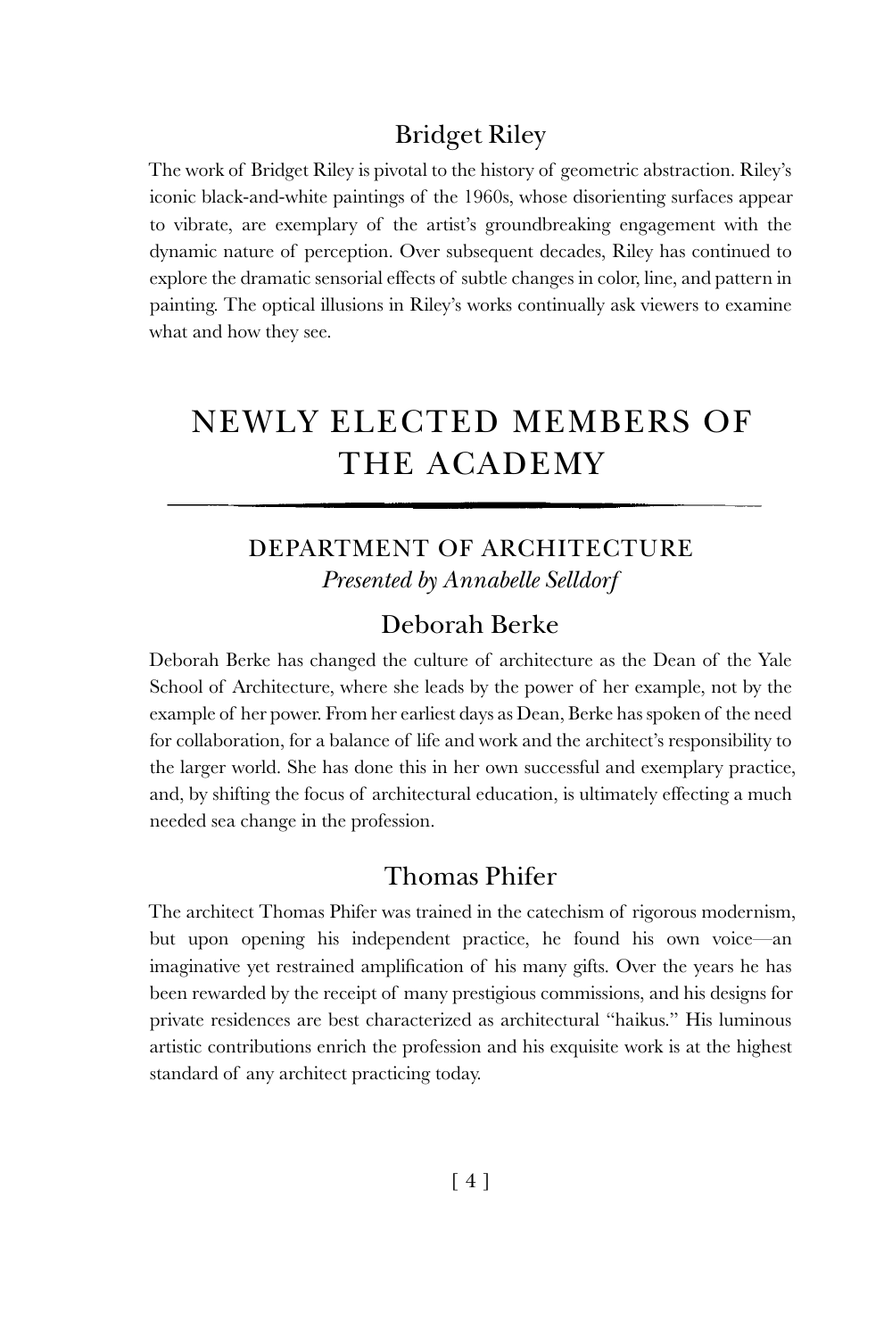### Bridget Riley

The work of Bridget Riley is pivotal to the history of geometric abstraction. Riley's iconic black-and-white paintings of the 1960s, whose disorienting surfaces appear to vibrate, are exemplary of the artist's groundbreaking engagement with the dynamic nature of perception. Over subsequent decades, Riley has continued to explore the dramatic sensorial effects of subtle changes in color, line, and pattern in painting. The optical illusions in Riley's works continually ask viewers to examine what and how they see.

# NEWLY ELECTED MEMBERS OF THE ACADEMY

## DEPARTMENT OF ARCHITECTURE

*Presented by Annabelle Selldorf*

### Deborah Berke

Deborah Berke has changed the culture of architecture as the Dean of the Yale School of Architecture, where she leads by the power of her example, not by the example of her power. From her earliest days as Dean, Berke has spoken of the need for collaboration, for a balance of life and work and the architect's responsibility to the larger world. She has done this in her own successful and exemplary practice, and, by shifting the focus of architectural education, is ultimately effecting a much needed sea change in the profession.

### Thomas Phifer

The architect Thomas Phifer was trained in the catechism of rigorous modernism, but upon opening his independent practice, he found his own voice—an imaginative yet restrained amplification of his many gifts. Over the years he has been rewarded by the receipt of many prestigious commissions, and his designs for private residences are best characterized as architectural "haikus." His luminous artistic contributions enrich the profession and his exquisite work is at the highest standard of any architect practicing today.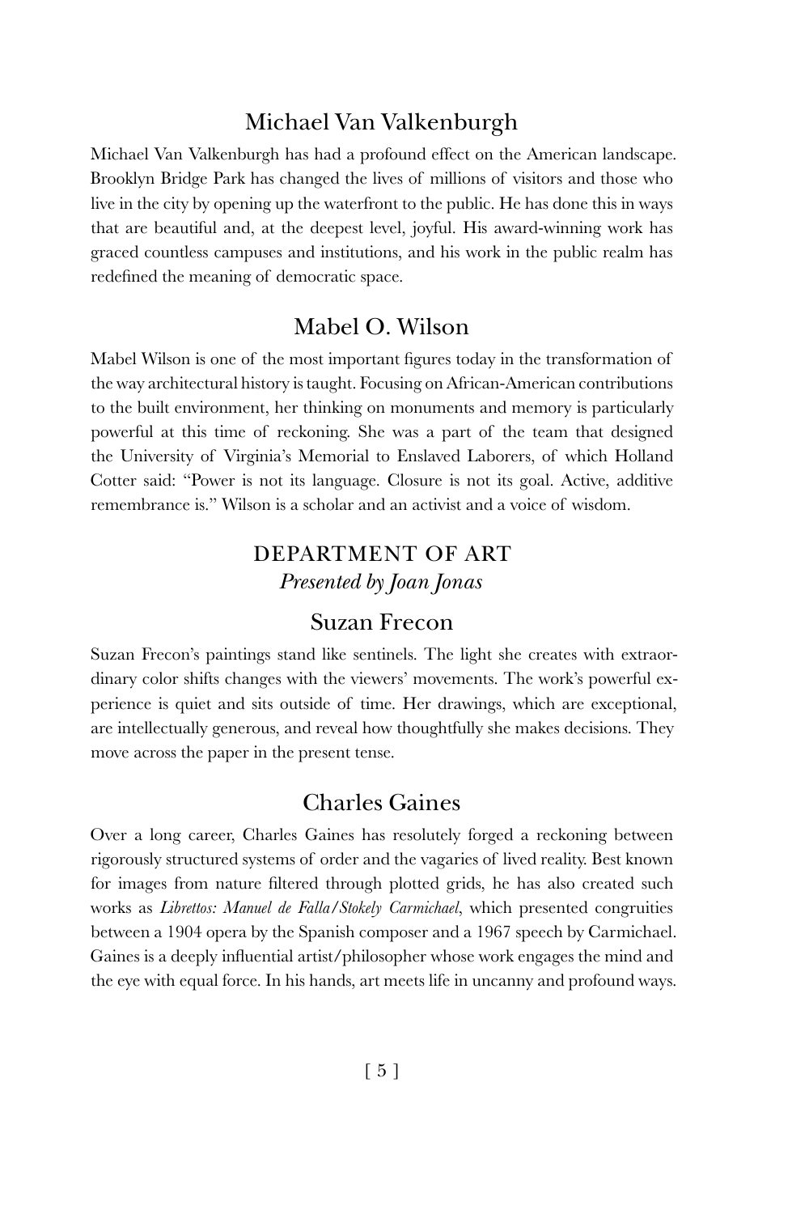## Michael Van Valkenburgh

Michael Van Valkenburgh has had a profound effect on the American landscape. Brooklyn Bridge Park has changed the lives of millions of visitors and those who live in the city by opening up the waterfront to the public. He has done this in ways that are beautiful and, at the deepest level, joyful. His award-winning work has graced countless campuses and institutions, and his work in the public realm has redefined the meaning of democratic space.

## Mabel O. Wilson

Mabel Wilson is one of the most important figures today in the transformation of the way architectural history is taught. Focusing on African-American contributions to the built environment, her thinking on monuments and memory is particularly powerful at this time of reckoning. She was a part of the team that designed the University of Virginia's Memorial to Enslaved Laborers, of which Holland Cotter said: "Power is not its language. Closure is not its goal. Active, additive remembrance is." Wilson is a scholar and an activist and a voice of wisdom.

# DEPARTMENT OF ART

*Presented by Joan Jonas*

## Suzan Frecon

Suzan Frecon's paintings stand like sentinels. The light she creates with extraordinary color shifts changes with the viewers' movements. The work's powerful experience is quiet and sits outside of time. Her drawings, which are exceptional, are intellectually generous, and reveal how thoughtfully she makes decisions. They move across the paper in the present tense.

## Charles Gaines

Over a long career, Charles Gaines has resolutely forged a reckoning between rigorously structured systems of order and the vagaries of lived reality. Best known for images from nature filtered through plotted grids, he has also created such works as *Librettos: Manuel de Falla/Stokely Carmichael*, which presented congruities between a 1904 opera by the Spanish composer and a 1967 speech by Carmichael. Gaines is a deeply influential artist/philosopher whose work engages the mind and the eye with equal force. In his hands, art meets life in uncanny and profound ways.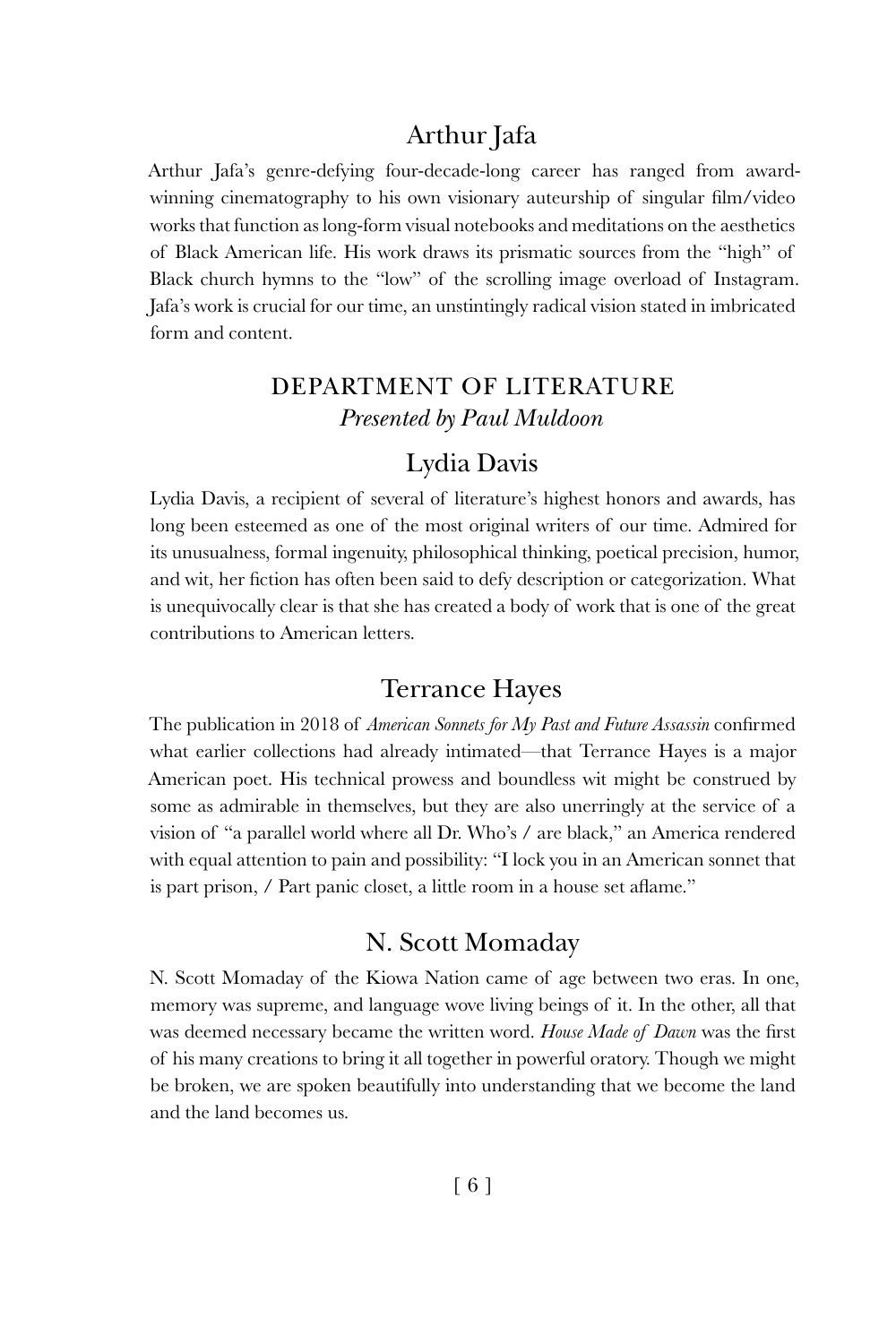## Arthur Jafa

Arthur Jafa's genre-defying four-decade-long career has ranged from award-winning cinematography to his own visionary auteurship of singular film/video works that function as long-form visual notebooks and meditations on the aesthetics of Black American life. His work draws its prismatic sources from the "high" of Black church hymns to the "low" of the scrolling image overload of Instagram. Jafa's work is crucial for our time, an unstintingly radical vision stated in imbricated form and content.

# DEPARTMENT OF LITERATURE

*Presented by Paul Muldoon*

## Lydia Davis

Lydia Davis, a recipient of several of literature's highest honors and awards, has long been esteemed as one of the most original writers of our time. Admired for its unusualness, formal ingenuity, philosophical thinking, poetical precision, humor, and wit, her fiction has often been said to defy description or categorization. What is unequivocally clear is that she has created a body of work that is one of the great contributions to American letters.

## Terrance Hayes

The publication in 2018 of *American Sonnets for My Past and Future Assassin* confirmed what earlier collections had already intimated—that Terrance Hayes is a major American poet. His technical prowess and boundless wit might be construed by some as admirable in themselves, but they are also unerringly at the service of a vision of "a parallel world where all Dr. Who's / are black," an America rendered with equal attention to pain and possibility: "I lock you in an American sonnet that is part prison, / Part panic closet, a little room in a house set aflame."

## N. Scott Momaday

N. Scott Momaday of the Kiowa Nation came of age between two eras. In one, memory was supreme, and language wove living beings of it. In the other, all that was deemed necessary became the written word. *House Made of Dawn* was the first of his many creations to bring it all together in powerful oratory. Though we might be broken, we are spoken beautifully into understanding that we become the land and the land becomes us.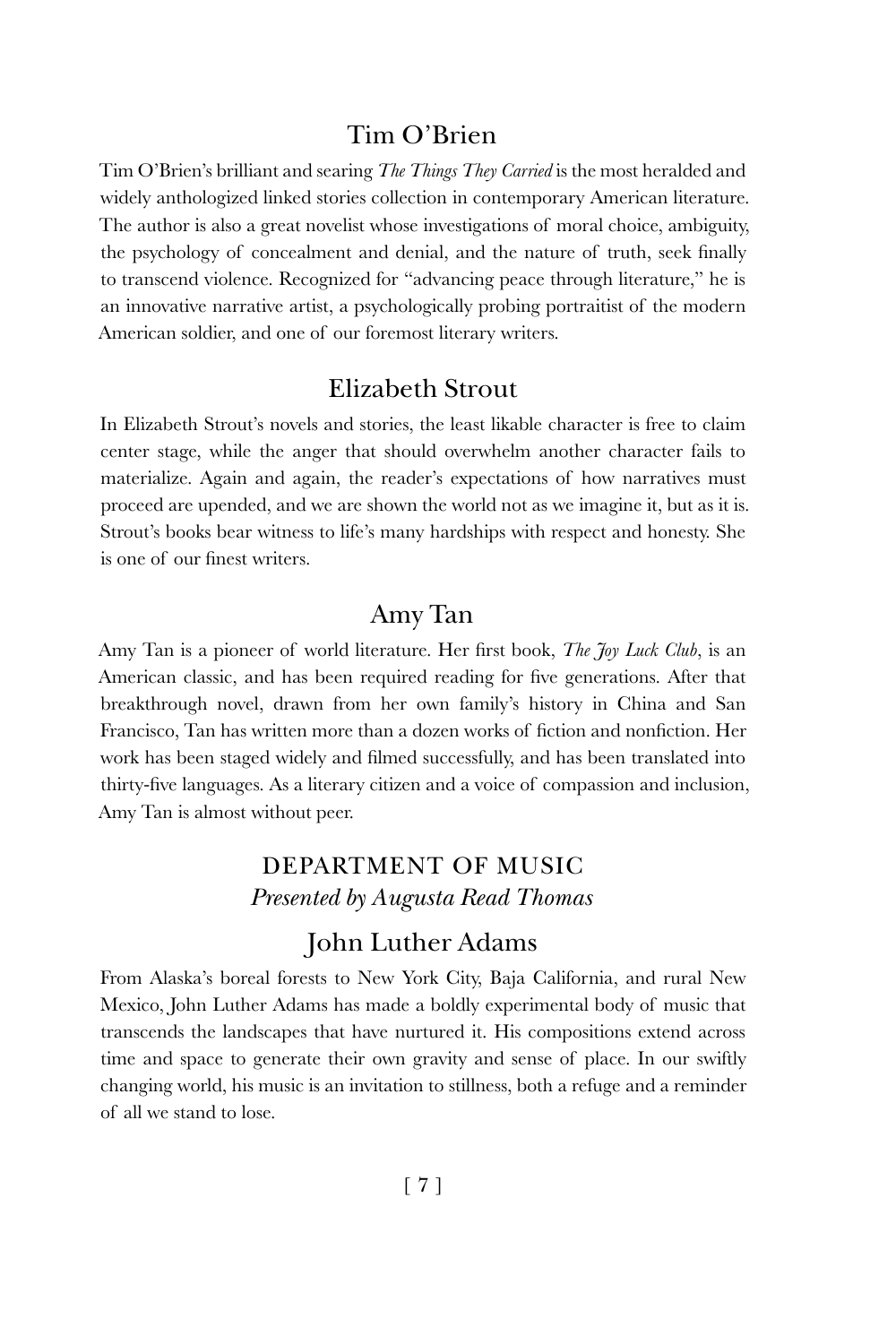## Tim O'Brien

Tim O'Brien's brilliant and searing *The Things They Carried* is the most heralded and widely anthologized linked stories collection in contemporary American literature. The author is also a great novelist whose investigations of moral choice, ambiguity, the psychology of concealment and denial, and the nature of truth, seek finally to transcend violence. Recognized for "advancing peace through literature," he is an innovative narrative artist, a psychologically probing portraitist of the modern American soldier, and one of our foremost literary writers.

## Elizabeth Strout

In Elizabeth Strout's novels and stories, the least likable character is free to claim center stage, while the anger that should overwhelm another character fails to materialize. Again and again, the reader's expectations of how narratives must proceed are upended, and we are shown the world not as we imagine it, but as it is. Strout's books bear witness to life's many hardships with respect and honesty. She is one of our finest writers.

## Amy Tan

Amy Tan is a pioneer of world literature. Her first book, *The Joy Luck Club*, is an American classic, and has been required reading for five generations. After that breakthrough novel, drawn from her own family's history in China and San Francisco, Tan has written more than a dozen works of fiction and nonfiction. Her work has been staged widely and filmed successfully, and has been translated into thirty-five languages. As a literary citizen and a voice of compassion and inclusion, Amy Tan is almost without peer.

# DEPARTMENT OF MUSIC

*Presented by Augusta Read Thomas*

## John Luther Adams

From Alaska's boreal forests to New York City, Baja California, and rural New Mexico, John Luther Adams has made a boldly experimental body of music that transcends the landscapes that have nurtured it. His compositions extend across time and space to generate their own gravity and sense of place. In our swiftly changing world, his music is an invitation to stillness, both a refuge and a reminder of all we stand to lose.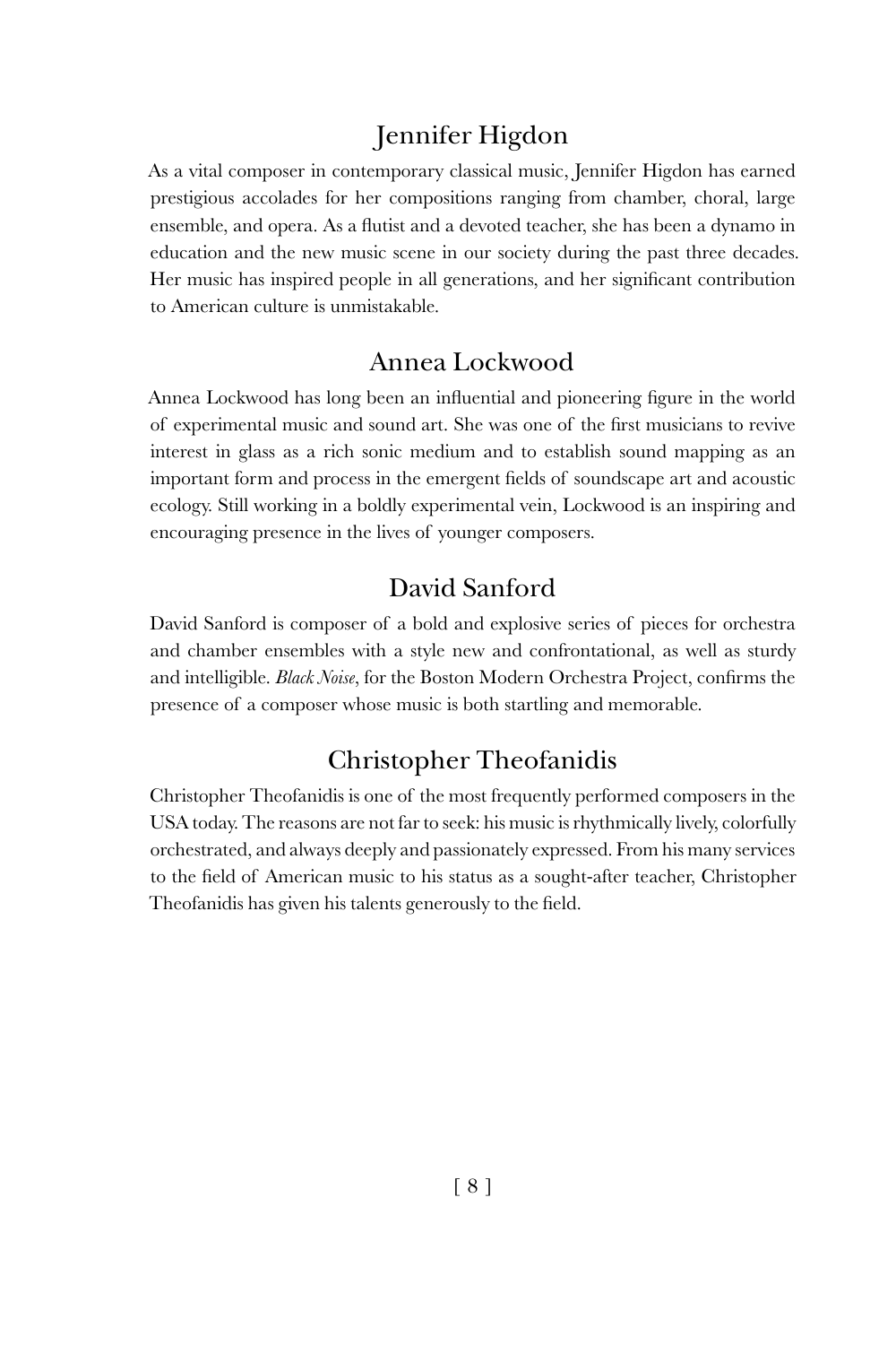## Jennifer Higdon

As a vital composer in contemporary classical music, Jennifer Higdon has earned prestigious accolades for her compositions ranging from chamber, choral, large ensemble, and opera. As a flutist and a devoted teacher, she has been a dynamo in education and the new music scene in our society during the past three decades. Her music has inspired people in all generations, and her significant contribution to American culture is unmistakable.

## Annea Lockwood

Annea Lockwood has long been an influential and pioneering figure in the world of experimental music and sound art. She was one of the first musicians to revive interest in glass as a rich sonic medium and to establish sound mapping as an important form and process in the emergent fields of soundscape art and acoustic ecology. Still working in a boldly experimental vein, Lockwood is an inspiring and encouraging presence in the lives of younger composers.

## David Sanford

David Sanford is composer of a bold and explosive series of pieces for orchestra and chamber ensembles with a style new and confrontational, as well as sturdy and intelligible. *Black Noise*, for the Boston Modern Orchestra Project, confirms the presence of a composer whose music is both startling and memorable.

## Christopher Theofanidis

Christopher Theofanidis is one of the most frequently performed composers in the USA today. The reasons are not far to seek: his music is rhythmically lively, colorfully orchestrated, and always deeply and passionately expressed. From his many services to the field of American music to his status as a sought-after teacher, Christopher Theofanidis has given his talents generously to the field.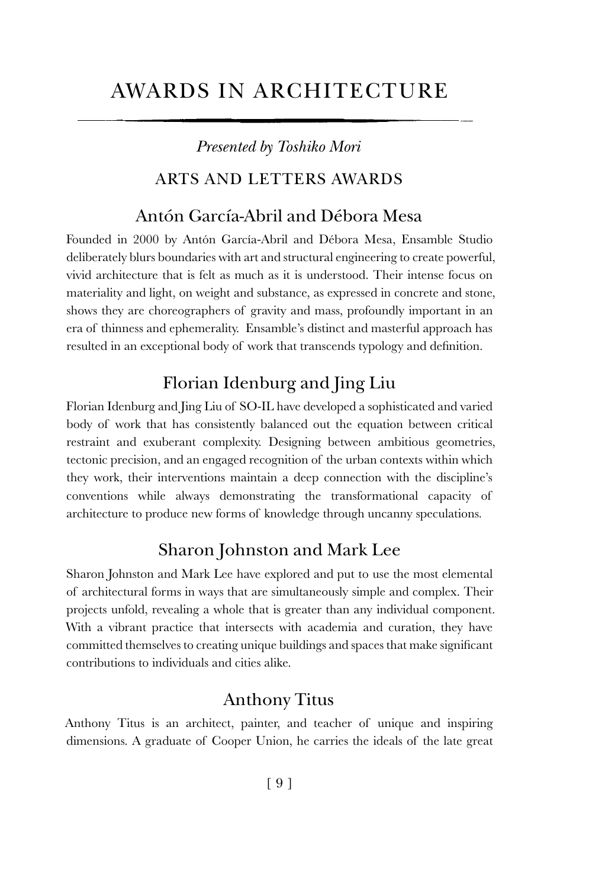# AWARDS IN ARCHITECTURE

*Presented by Toshiko Mori*

## ARTS AND LETTERS AWARDS

### Antón García-Abril and Débora Mesa

Founded in 2000 by Antón García-Abril and Débora Mesa, Ensamble Studio deliberately blurs boundaries with art and structural engineering to create powerful, vivid architecture that is felt as much as it is understood. Their intense focus on materiality and light, on weight and substance, as expressed in concrete and stone, shows they are choreographers of gravity and mass, profoundly important in an era of thinness and ephemerality. Ensamble's distinct and masterful approach has resulted in an exceptional body of work that transcends typology and definition.

### Florian Idenburg and Jing Liu

Florian Idenburg and Jing Liu of SO-IL have developed a sophisticated and varied body of work that has consistently balanced out the equation between critical restraint and exuberant complexity. Designing between ambitious geometries, tectonic precision, and an engaged recognition of the urban contexts within which they work, their interventions maintain a deep connection with the discipline's conventions while always demonstrating the transformational capacity of architecture to produce new forms of knowledge through uncanny speculations.

### Sharon Johnston and Mark Lee

Sharon Johnston and Mark Lee have explored and put to use the most elemental of architectural forms in ways that are simultaneously simple and complex. Their projects unfold, revealing a whole that is greater than any individual component. With a vibrant practice that intersects with academia and curation, they have committed themselves to creating unique buildings and spaces that make significant contributions to individuals and cities alike.

### Anthony Titus

Anthony Titus is an architect, painter, and teacher of unique and inspiring dimensions. A graduate of Cooper Union, he carries the ideals of the late great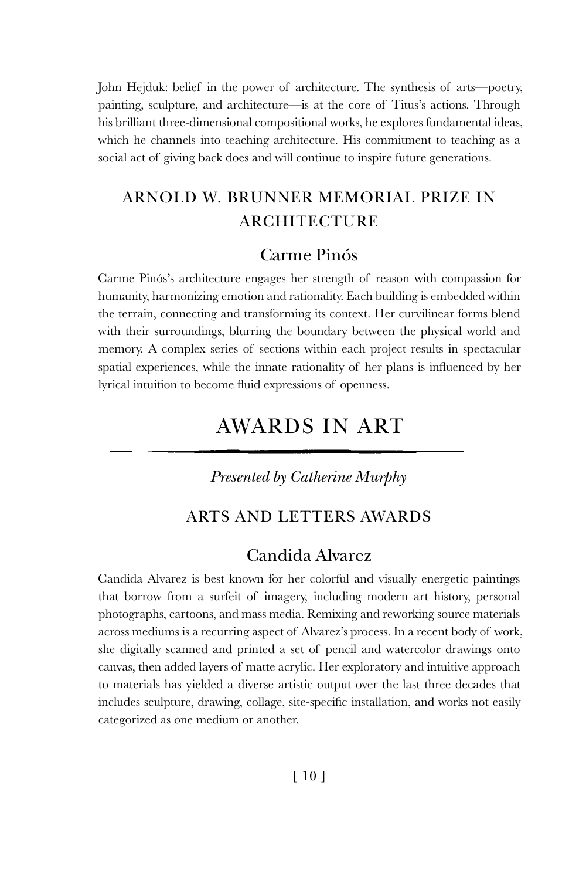John Hejduk: belief in the power of architecture. The synthesis of arts—poetry, painting, sculpture, and architecture—is at the core of Titus's actions. Through his brilliant three-dimensional compositional works, he explores fundamental ideas, which he channels into teaching architecture. His commitment to teaching as a social act of giving back does and will continue to inspire future generations.

### ARNOLD W. BRUNNER MEMORIAL PRIZE IN ARCHITECTURE

#### Carme Pinós

Carme Pinós's architecture engages her strength of reason with compassion for humanity, harmonizing emotion and rationality. Each building is embedded within the terrain, connecting and transforming its context. Her curvilinear forms blend with their surroundings, blurring the boundary between the physical world and memory. A complex series of sections within each project results in spectacular spatial experiences, while the innate rationality of her plans is influenced by her lyrical intuition to become fluid expressions of openness.

## AWARDS IN ART

*Presented by Catherine Murphy*

### ARTS AND LETTERS AWARDS

#### Candida Alvarez

Candida Alvarez is best known for her colorful and visually energetic paintings that borrow from a surfeit of imagery, including modern art history, personal photographs, cartoons, and mass media. Remixing and reworking source materials across mediums is a recurring aspect of Alvarez's process. In a recent body of work, she digitally scanned and printed a set of pencil and watercolor drawings onto canvas, then added layers of matte acrylic. Her exploratory and intuitive approach to materials has yielded a diverse artistic output over the last three decades that includes sculpture, drawing, collage, site-specific installation, and works not easily categorized as one medium or another.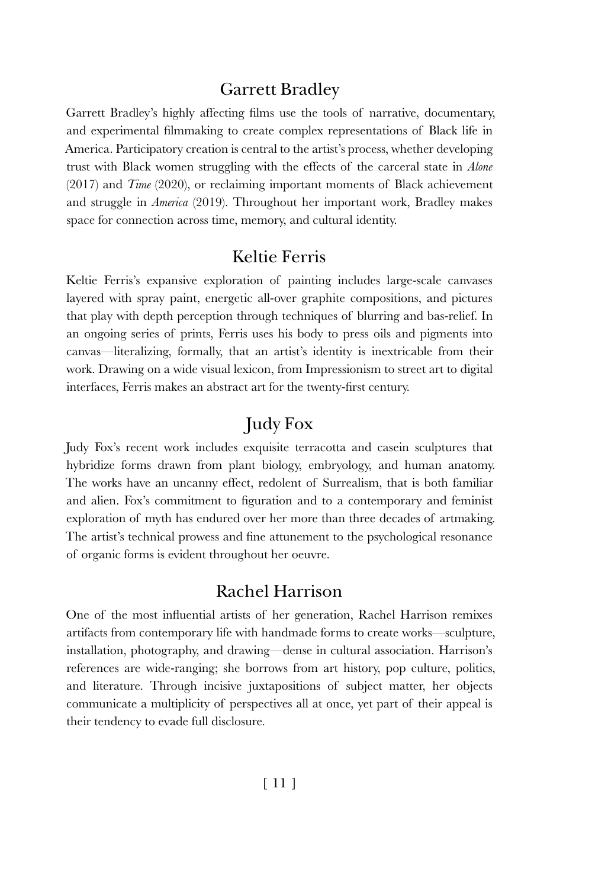## Garrett Bradley

Garrett Bradley's highly affecting films use the tools of narrative, documentary, and experimental filmmaking to create complex representations of Black life in America. Participatory creation is central to the artist's process, whether developing trust with Black women struggling with the effects of the carceral state in *Alone* (2017) and *Time* (2020), or reclaiming important moments of Black achievement and struggle in *America* (2019). Throughout her important work, Bradley makes space for connection across time, memory, and cultural identity.

## Keltie Ferris

Keltie Ferris's expansive exploration of painting includes large-scale canvases layered with spray paint, energetic all-over graphite compositions, and pictures that play with depth perception through techniques of blurring and bas-relief. In an ongoing series of prints, Ferris uses his body to press oils and pigments into canvas—literalizing, formally, that an artist's identity is inextricable from their work. Drawing on a wide visual lexicon, from Impressionism to street art to digital interfaces, Ferris makes an abstract art for the twenty-first century.

## Judy Fox

Judy Fox's recent work includes exquisite terracotta and casein sculptures that hybridize forms drawn from plant biology, embryology, and human anatomy. The works have an uncanny effect, redolent of Surrealism, that is both familiar and alien. Fox's commitment to figuration and to a contemporary and feminist exploration of myth has endured over her more than three decades of artmaking. The artist's technical prowess and fine attunement to the psychological resonance of organic forms is evident throughout her oeuvre.

## Rachel Harrison

One of the most influential artists of her generation, Rachel Harrison remixes artifacts from contemporary life with handmade forms to create works—sculpture, installation, photography, and drawing—dense in cultural association. Harrison's references are wide-ranging; she borrows from art history, pop culture, politics, and literature. Through incisive juxtapositions of subject matter, her objects communicate a multiplicity of perspectives all at once, yet part of their appeal is their tendency to evade full disclosure.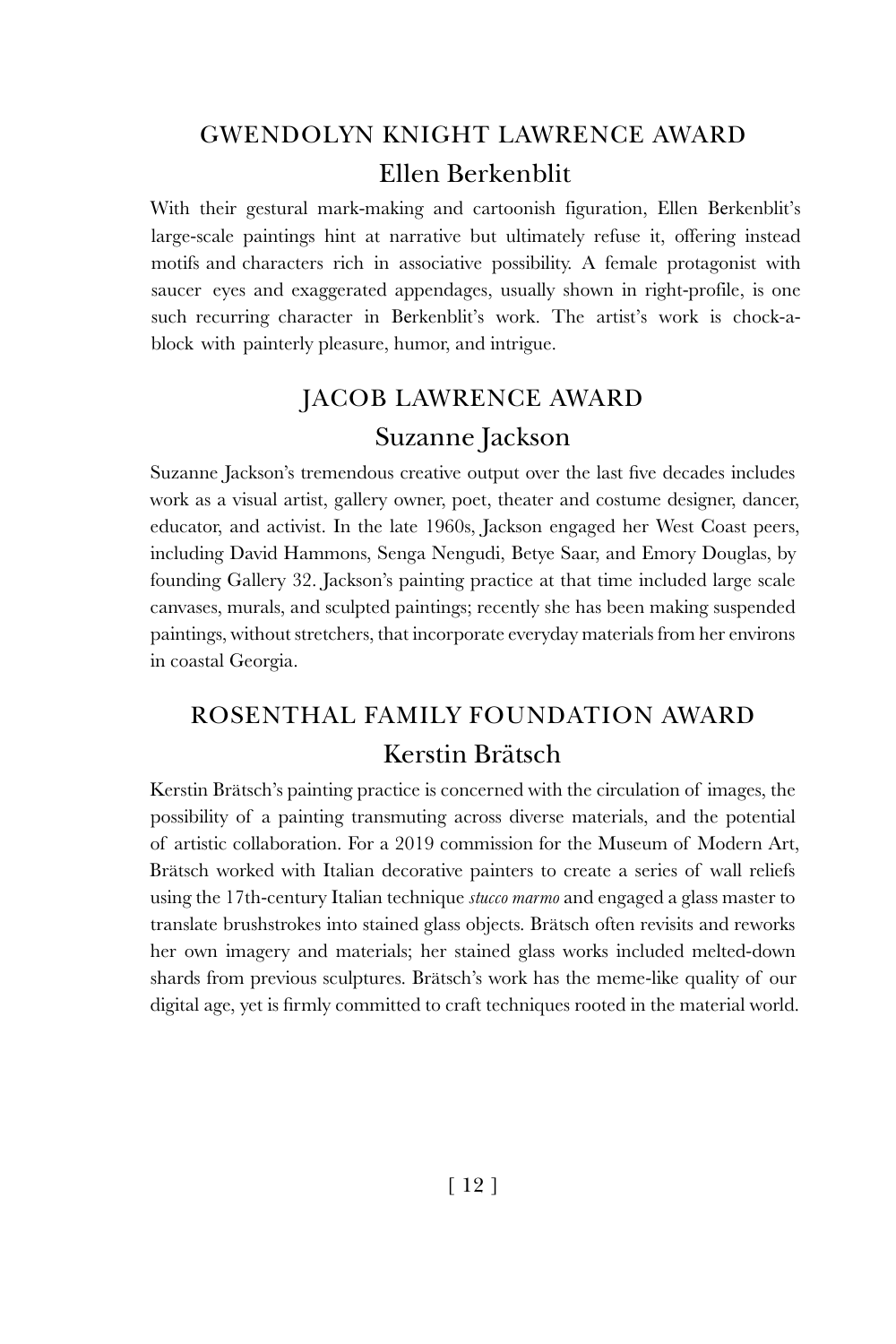## GWENDOLYN KNIGHT LAWRENCE AWARD

### Ellen Berkenblit

With their gestural mark-making and cartoonish figuration, Ellen Berkenblit's large-scale paintings hint at narrative but ultimately refuse it, offering instead motifs and characters rich in associative possibility. A female protagonist with saucer eyes and exaggerated appendages, usually shown in right-profile, is one such recurring character in Berkenblit's work. The artist's work is chock-a-block with painterly pleasure, humor, and intrigue.

## JACOB LAWRENCE AWARD

### Suzanne Jackson

Suzanne Jackson's tremendous creative output over the last five decades includes work as a visual artist, gallery owner, poet, theater and costume designer, dancer, educator, and activist. In the late 1960s, Jackson engaged her West Coast peers, including David Hammons, Senga Nengudi, Betye Saar, and Emory Douglas, by founding Gallery 32. Jackson's painting practice at that time included large scale canvases, murals, and sculpted paintings; recently she has been making suspended paintings, without stretchers, that incorporate everyday materials from her environs in coastal Georgia.

## ROSENTHAL FAMILY FOUNDATION AWARD

### Kerstin Brätsch

Kerstin Brätsch's painting practice is concerned with the circulation of images, the possibility of a painting transmuting across diverse materials, and the potential of artistic collaboration. For a 2019 commission for the Museum of Modern Art, Brätsch worked with Italian decorative painters to create a series of wall reliefs using the 17th-century Italian technique *stucco marmo* and engaged a glass master to translate brushstrokes into stained glass objects. Brätsch often revisits and reworks her own imagery and materials; her stained glass works included melted-down shards from previous sculptures. Brätsch's work has the meme-like quality of our digital age, yet is firmly committed to craft techniques rooted in the material world.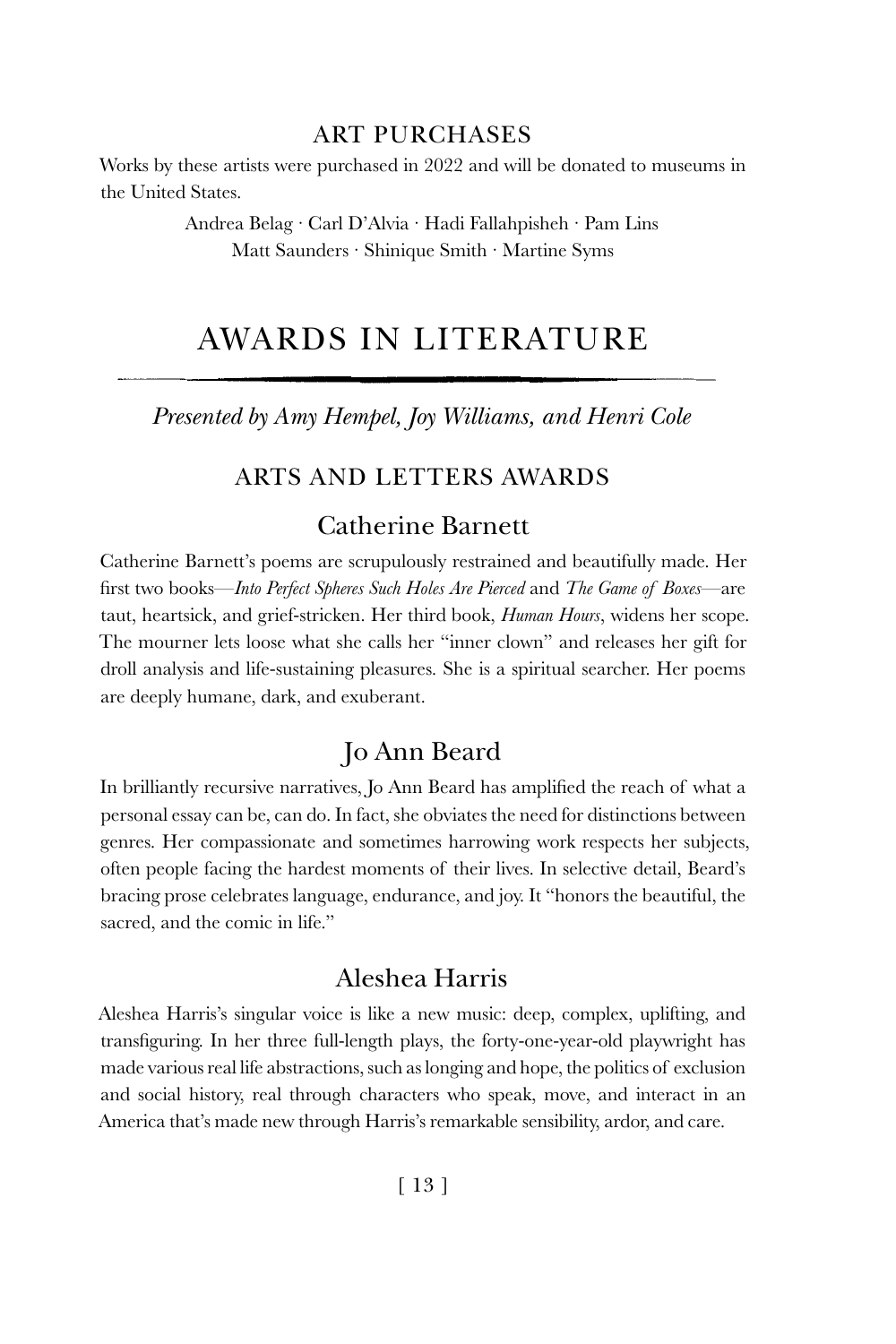### ART PURCHASES

Works by these artists were purchased in 2022 and will be donated to museums in the United States.

Andrea Belag · Carl D'Alvia · Hadi Fallahpisheh · Pam Lins
Matt Saunders · Shinique Smith · Martine Syms

# AWARDS IN LITERATURE

*Presented by Amy Hempel, Joy Williams, and Henri Cole*

### ARTS AND LETTERS AWARDS

## Catherine Barnett

Catherine Barnett's poems are scrupulously restrained and beautifully made. Her first two books—*Into Perfect Spheres Such Holes Are Pierced* and *The Game of Boxes*—are taut, heartsick, and grief-stricken. Her third book, *Human Hours*, widens her scope. The mourner lets loose what she calls her "inner clown" and releases her gift for droll analysis and life-sustaining pleasures. She is a spiritual searcher. Her poems are deeply humane, dark, and exuberant.

## Jo Ann Beard

In brilliantly recursive narratives, Jo Ann Beard has amplified the reach of what a personal essay can be, can do. In fact, she obviates the need for distinctions between genres. Her compassionate and sometimes harrowing work respects her subjects, often people facing the hardest moments of their lives. In selective detail, Beard's bracing prose celebrates language, endurance, and joy. It "honors the beautiful, the sacred, and the comic in life."

## Aleshea Harris

Aleshea Harris's singular voice is like a new music: deep, complex, uplifting, and transfiguring. In her three full-length plays, the forty-one-year-old playwright has made various real life abstractions, such as longing and hope, the politics of exclusion and social history, real through characters who speak, move, and interact in an America that's made new through Harris's remarkable sensibility, ardor, and care.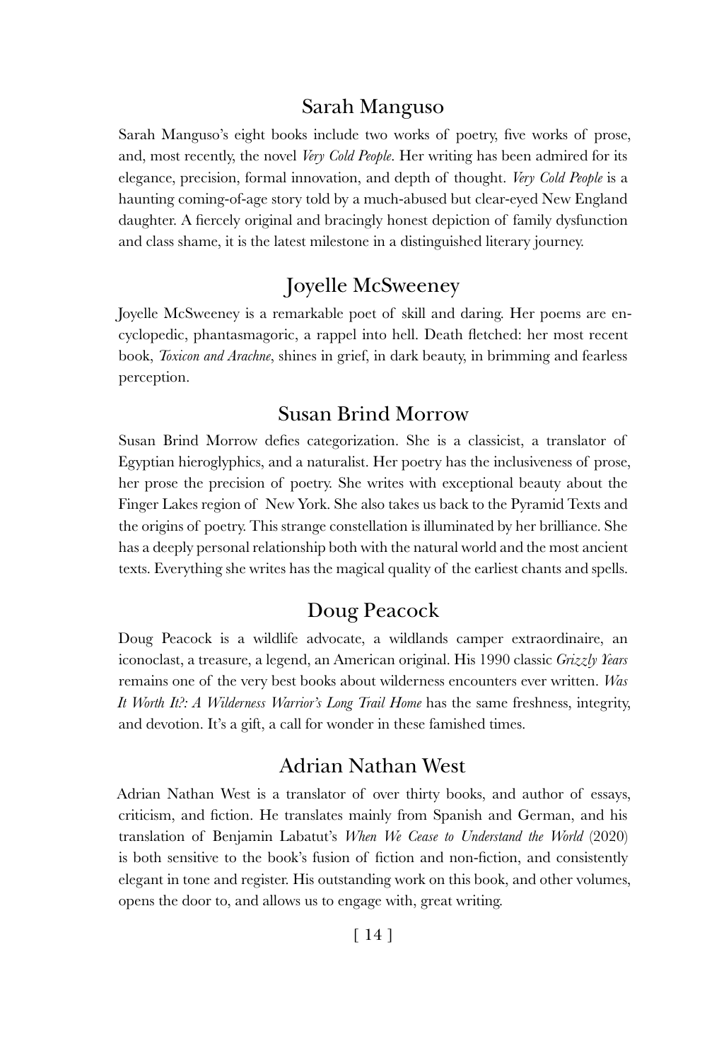## Sarah Manguso

Sarah Manguso's eight books include two works of poetry, five works of prose, and, most recently, the novel *Very Cold People*. Her writing has been admired for its elegance, precision, formal innovation, and depth of thought. *Very Cold People* is a haunting coming-of-age story told by a much-abused but clear-eyed New England daughter. A fiercely original and bracingly honest depiction of family dysfunction and class shame, it is the latest milestone in a distinguished literary journey.

## Joyelle McSweeney

Joyelle McSweeney is a remarkable poet of skill and daring. Her poems are encyclopedic, phantasmagoric, a rappel into hell. Death fletched: her most recent book, *Toxicon and Arachne*, shines in grief, in dark beauty, in brimming and fearless perception.

## Susan Brind Morrow

Susan Brind Morrow defies categorization. She is a classicist, a translator of Egyptian hieroglyphics, and a naturalist. Her poetry has the inclusiveness of prose, her prose the precision of poetry. She writes with exceptional beauty about the Finger Lakes region of New York. She also takes us back to the Pyramid Texts and the origins of poetry. This strange constellation is illuminated by her brilliance. She has a deeply personal relationship both with the natural world and the most ancient texts. Everything she writes has the magical quality of the earliest chants and spells.

## Doug Peacock

Doug Peacock is a wildlife advocate, a wildlands camper extraordinaire, an iconoclast, a treasure, a legend, an American original. His 1990 classic *Grizzly Years* remains one of the very best books about wilderness encounters ever written. *Was It Worth It?: A Wilderness Warrior's Long Trail Home* has the same freshness, integrity, and devotion. It's a gift, a call for wonder in these famished times.

## Adrian Nathan West

Adrian Nathan West is a translator of over thirty books, and author of essays, criticism, and fiction. He translates mainly from Spanish and German, and his translation of Benjamin Labatut's *When We Cease to Understand the World* (2020) is both sensitive to the book's fusion of fiction and non-fiction, and consistently elegant in tone and register. His outstanding work on this book, and other volumes, opens the door to, and allows us to engage with, great writing.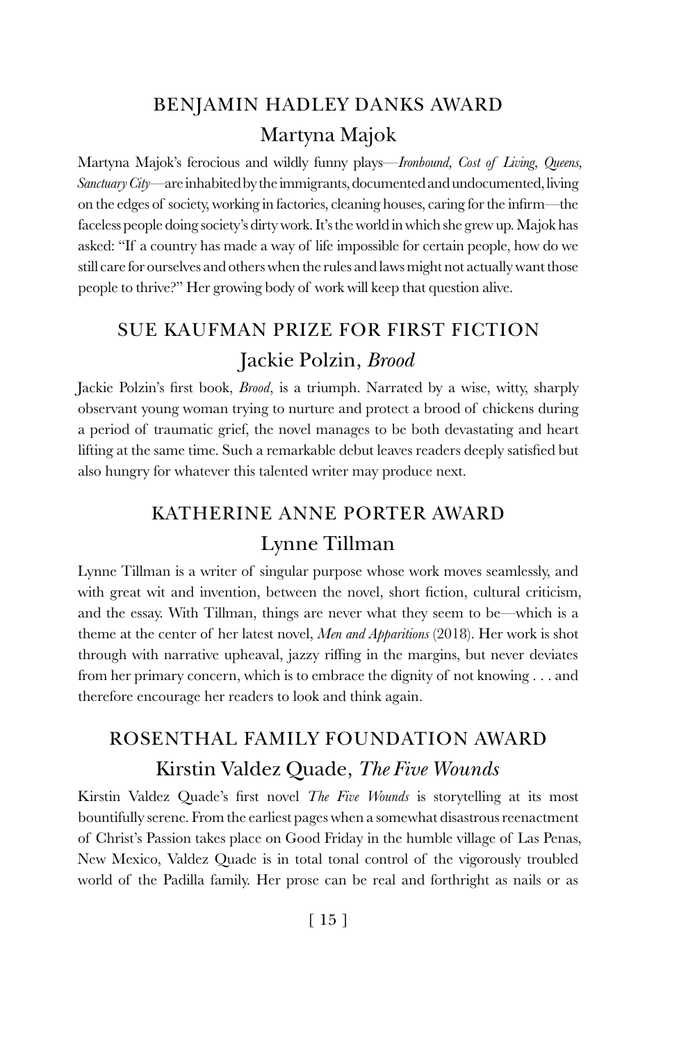## BENJAMIN HADLEY DANKS AWARD

### Martyna Majok

Martyna Majok's ferocious and wildly funny plays—*Ironbound, Cost of Living, Queens, Sanctuary City*—are inhabited by the immigrants, documented and undocumented, living on the edges of society, working in factories, cleaning houses, caring for the infirm—the faceless people doing society's dirty work. It's the world in which she grew up. Majok has asked: "If a country has made a way of life impossible for certain people, how do we still care for ourselves and others when the rules and laws might not actually want those people to thrive?" Her growing body of work will keep that question alive.

## SUE KAUFMAN PRIZE FOR FIRST FICTION

### Jackie Polzin, *Brood*

Jackie Polzin's first book, *Brood*, is a triumph. Narrated by a wise, witty, sharply observant young woman trying to nurture and protect a brood of chickens during a period of traumatic grief, the novel manages to be both devastating and heart lifting at the same time. Such a remarkable debut leaves readers deeply satisfied but also hungry for whatever this talented writer may produce next.

## KATHERINE ANNE PORTER AWARD

### Lynne Tillman

Lynne Tillman is a writer of singular purpose whose work moves seamlessly, and with great wit and invention, between the novel, short fiction, cultural criticism, and the essay. With Tillman, things are never what they seem to be—which is a theme at the center of her latest novel, *Men and Apparitions* (2018). Her work is shot through with narrative upheaval, jazzy riffing in the margins, but never deviates from her primary concern, which is to embrace the dignity of not knowing . . . and therefore encourage her readers to look and think again.

## ROSENTHAL FAMILY FOUNDATION AWARD

### Kirstin Valdez Quade, *The Five Wounds*

Kirstin Valdez Quade's first novel *The Five Wounds* is storytelling at its most bountifully serene. From the earliest pages when a somewhat disastrous reenactment of Christ's Passion takes place on Good Friday in the humble village of Las Penas, New Mexico, Valdez Quade is in total tonal control of the vigorously troubled world of the Padilla family. Her prose can be real and forthright as nails or as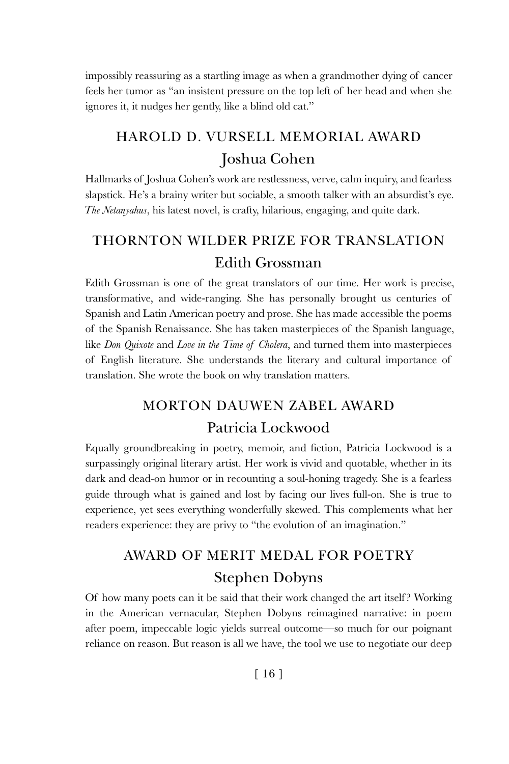impossibly reassuring as a startling image as when a grandmother dying of cancer feels her tumor as "an insistent pressure on the top left of her head and when she ignores it, it nudges her gently, like a blind old cat."

## HAROLD D. VURSELL MEMORIAL AWARD

### Joshua Cohen

Hallmarks of Joshua Cohen's work are restlessness, verve, calm inquiry, and fearless slapstick. He's a brainy writer but sociable, a smooth talker with an absurdist's eye. *The Netanyahus*, his latest novel, is crafty, hilarious, engaging, and quite dark.

## THORNTON WILDER PRIZE FOR TRANSLATION

### Edith Grossman

Edith Grossman is one of the great translators of our time. Her work is precise, transformative, and wide-ranging. She has personally brought us centuries of Spanish and Latin American poetry and prose. She has made accessible the poems of the Spanish Renaissance. She has taken masterpieces of the Spanish language, like *Don Quixote* and *Love in the Time of Cholera*, and turned them into masterpieces of English literature. She understands the literary and cultural importance of translation. She wrote the book on why translation matters.

## MORTON DAUWEN ZABEL AWARD

### Patricia Lockwood

Equally groundbreaking in poetry, memoir, and fiction, Patricia Lockwood is a surpassingly original literary artist. Her work is vivid and quotable, whether in its dark and dead-on humor or in recounting a soul-honing tragedy. She is a fearless guide through what is gained and lost by facing our lives full-on. She is true to experience, yet sees everything wonderfully skewed. This complements what her readers experience: they are privy to "the evolution of an imagination."

## AWARD OF MERIT MEDAL FOR POETRY

### Stephen Dobyns

Of how many poets can it be said that their work changed the art itself? Working in the American vernacular, Stephen Dobyns reimagined narrative: in poem after poem, impeccable logic yields surreal outcome—so much for our poignant reliance on reason. But reason is all we have, the tool we use to negotiate our deep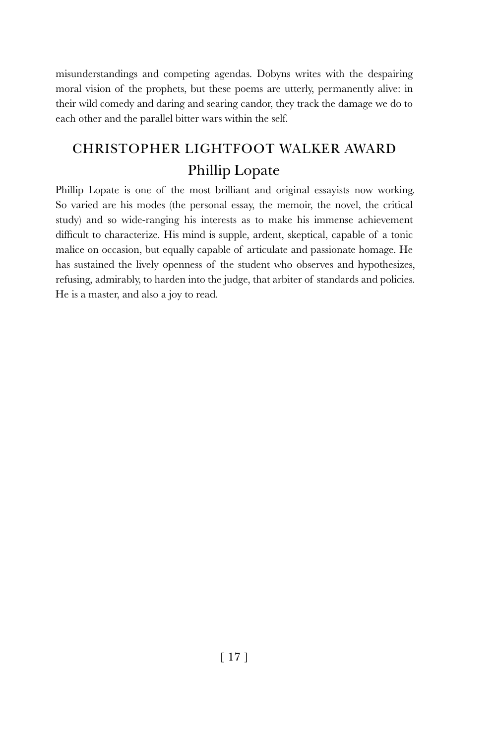misunderstandings and competing agendas. Dobyns writes with the despairing moral vision of the prophets, but these poems are utterly, permanently alive: in their wild comedy and daring and searing candor, they track the damage we do to each other and the parallel bitter wars within the self.

## CHRISTOPHER LIGHTFOOT WALKER AWARD

### Phillip Lopate

Phillip Lopate is one of the most brilliant and original essayists now working. So varied are his modes (the personal essay, the memoir, the novel, the critical study) and so wide-ranging his interests as to make his immense achievement difficult to characterize. His mind is supple, ardent, skeptical, capable of a tonic malice on occasion, but equally capable of articulate and passionate homage. He has sustained the lively openness of the student who observes and hypothesizes, refusing, admirably, to harden into the judge, that arbiter of standards and policies. He is a master, and also a joy to read.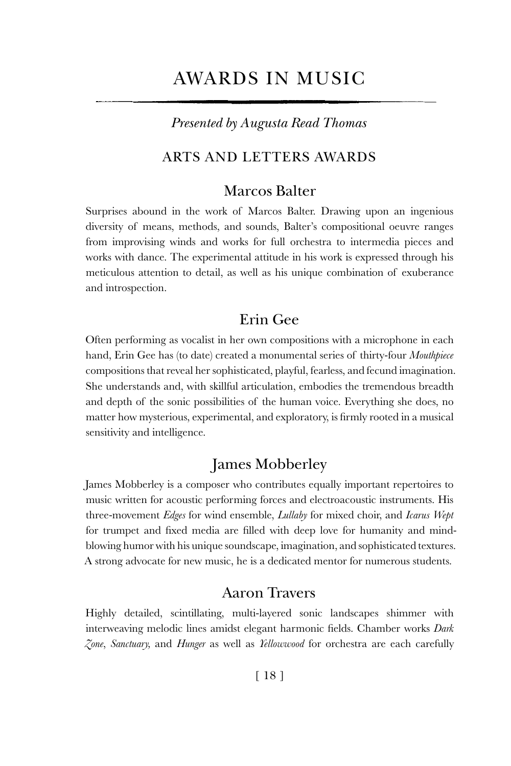# AWARDS IN MUSIC

*Presented by Augusta Read Thomas*

## ARTS AND LETTERS AWARDS

### Marcos Balter

Surprises abound in the work of Marcos Balter. Drawing upon an ingenious diversity of means, methods, and sounds, Balter's compositional oeuvre ranges from improvising winds and works for full orchestra to intermedia pieces and works with dance. The experimental attitude in his work is expressed through his meticulous attention to detail, as well as his unique combination of exuberance and introspection.

### Erin Gee

Often performing as vocalist in her own compositions with a microphone in each hand, Erin Gee has (to date) created a monumental series of thirty-four *Mouthpiece* compositions that reveal her sophisticated, playful, fearless, and fecund imagination. She understands and, with skillful articulation, embodies the tremendous breadth and depth of the sonic possibilities of the human voice. Everything she does, no matter how mysterious, experimental, and exploratory, is firmly rooted in a musical sensitivity and intelligence.

### James Mobberley

James Mobberley is a composer who contributes equally important repertoires to music written for acoustic performing forces and electroacoustic instruments. His three-movement *Edges* for wind ensemble, *Lullaby* for mixed choir, and *Icarus Wept* for trumpet and fixed media are filled with deep love for humanity and mind-blowing humor with his unique soundscape, imagination, and sophisticated textures. A strong advocate for new music, he is a dedicated mentor for numerous students.

### Aaron Travers

Highly detailed, scintillating, multi-layered sonic landscapes shimmer with interweaving melodic lines amidst elegant harmonic fields. Chamber works *Dark Zone*, *Sanctuary*, and *Hunger* as well as *Yellowwood* for orchestra are each carefully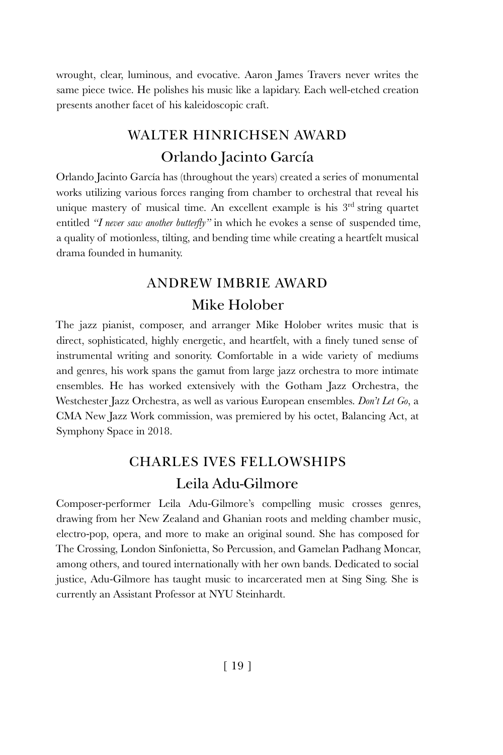wrought, clear, luminous, and evocative. Aaron James Travers never writes the same piece twice. He polishes his music like a lapidary. Each well-etched creation presents another facet of his kaleidoscopic craft.

## WALTER HINRICHSEN AWARD

### Orlando Jacinto García

Orlando Jacinto García has (throughout the years) created a series of monumental works utilizing various forces ranging from chamber to orchestral that reveal his unique mastery of musical time. An excellent example is his 3rd string quartet entitled *"I never saw another butterfly"* in which he evokes a sense of suspended time, a quality of motionless, tilting, and bending time while creating a heartfelt musical drama founded in humanity.

## ANDREW IMBRIE AWARD

### Mike Holober

The jazz pianist, composer, and arranger Mike Holober writes music that is direct, sophisticated, highly energetic, and heartfelt, with a finely tuned sense of instrumental writing and sonority. Comfortable in a wide variety of mediums and genres, his work spans the gamut from large jazz orchestra to more intimate ensembles. He has worked extensively with the Gotham Jazz Orchestra, the Westchester Jazz Orchestra, as well as various European ensembles. *Don't Let Go*, a CMA New Jazz Work commission, was premiered by his octet, Balancing Act, at Symphony Space in 2018.

## CHARLES IVES FELLOWSHIPS

### Leila Adu-Gilmore

Composer-performer Leila Adu-Gilmore's compelling music crosses genres, drawing from her New Zealand and Ghanian roots and melding chamber music, electro-pop, opera, and more to make an original sound. She has composed for The Crossing, London Sinfonietta, So Percussion, and Gamelan Padhang Moncar, among others, and toured internationally with her own bands. Dedicated to social justice, Adu-Gilmore has taught music to incarcerated men at Sing Sing. She is currently an Assistant Professor at NYU Steinhardt.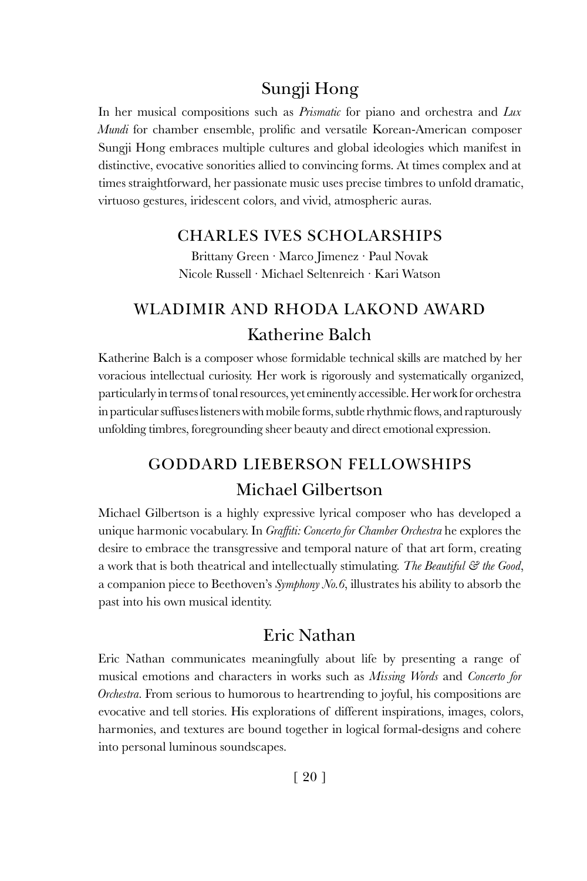## Sungji Hong

In her musical compositions such as *Prismatic* for piano and orchestra and *Lux Mundi* for chamber ensemble, prolific and versatile Korean-American composer Sungji Hong embraces multiple cultures and global ideologies which manifest in distinctive, evocative sonorities allied to convincing forms. At times complex and at times straightforward, her passionate music uses precise timbres to unfold dramatic, virtuoso gestures, iridescent colors, and vivid, atmospheric auras.

## CHARLES IVES SCHOLARSHIPS

Brittany Green · Marco Jimenez · Paul Novak
Nicole Russell · Michael Seltenreich · Kari Watson

## WLADIMIR AND RHODA LAKOND AWARD

## Katherine Balch

Katherine Balch is a composer whose formidable technical skills are matched by her voracious intellectual curiosity. Her work is rigorously and systematically organized, particularly in terms of tonal resources, yet eminently accessible. Her work for orchestra in particular suffuses listeners with mobile forms, subtle rhythmic flows, and rapturously unfolding timbres, foregrounding sheer beauty and direct emotional expression.

## GODDARD LIEBERSON FELLOWSHIPS

## Michael Gilbertson

Michael Gilbertson is a highly expressive lyrical composer who has developed a unique harmonic vocabulary. In *Graffiti: Concerto for Chamber Orchestra* he explores the desire to embrace the transgressive and temporal nature of that art form, creating a work that is both theatrical and intellectually stimulating. *The Beautiful & the Good*, a companion piece to Beethoven's *Symphony No.6*, illustrates his ability to absorb the past into his own musical identity.

## Eric Nathan

Eric Nathan communicates meaningfully about life by presenting a range of musical emotions and characters in works such as *Missing Words* and *Concerto for Orchestra*. From serious to humorous to heartrending to joyful, his compositions are evocative and tell stories. His explorations of different inspirations, images, colors, harmonies, and textures are bound together in logical formal-designs and cohere into personal luminous soundscapes.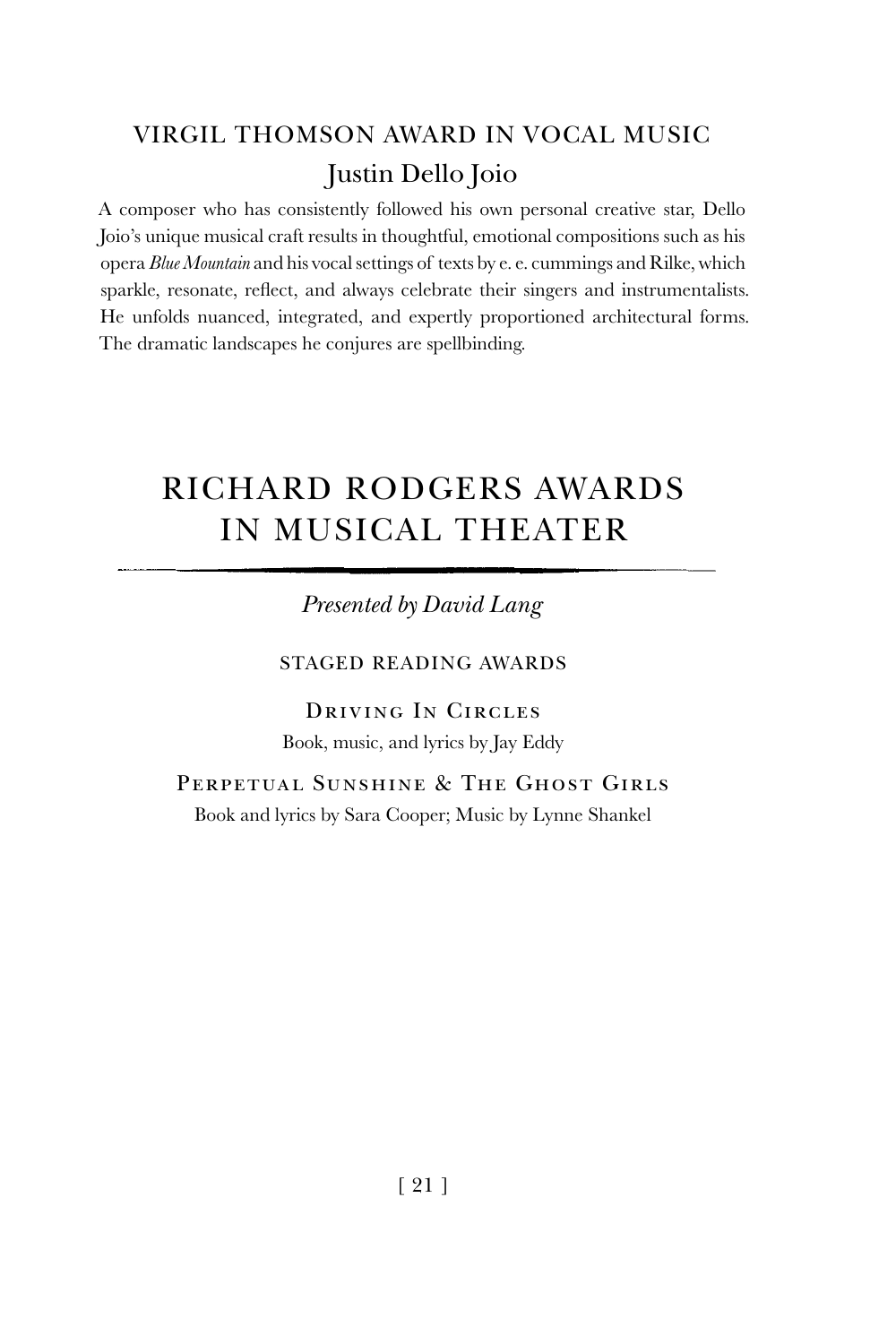### VIRGIL THOMSON AWARD IN VOCAL MUSIC

### Justin Dello Joio

A composer who has consistently followed his own personal creative star, Dello Joio's unique musical craft results in thoughtful, emotional compositions such as his opera *Blue Mountain* and his vocal settings of texts by e. e. cummings and Rilke, which sparkle, resonate, reflect, and always celebrate their singers and instrumentalists. He unfolds nuanced, integrated, and expertly proportioned architectural forms. The dramatic landscapes he conjures are spellbinding.

# RICHARD RODGERS AWARDS IN MUSICAL THEATER

*Presented by David Lang*

### STAGED READING AWARDS

**Driving In Circles**

Book, music, and lyrics by Jay Eddy

**Perpetual Sunshine & The Ghost Girls**

Book and lyrics by Sara Cooper; Music by Lynne Shankel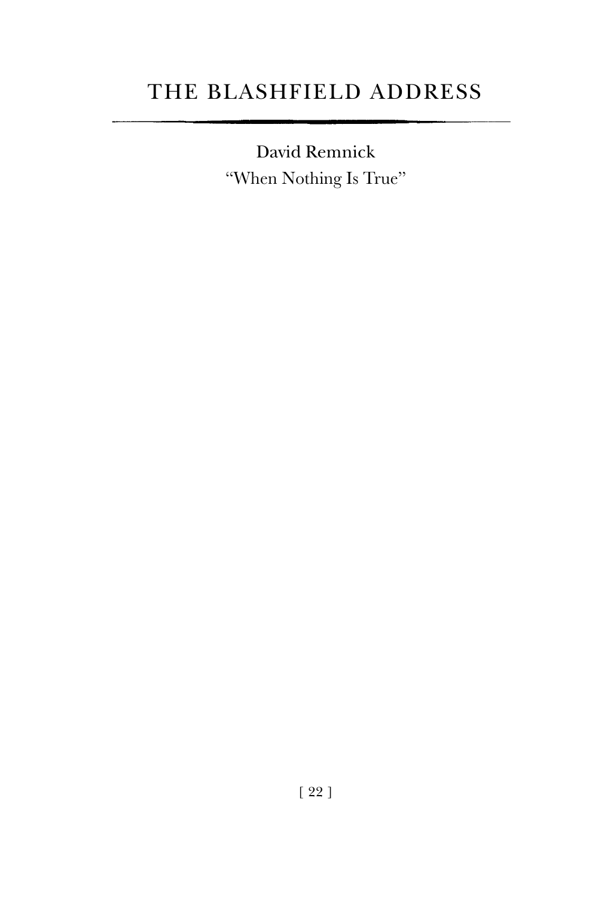# THE BLASHFIELD ADDRESS

David Remnick

"When Nothing Is True"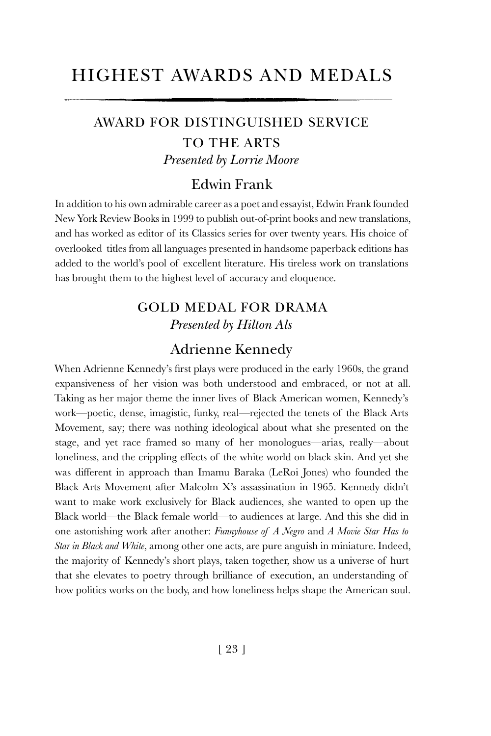# HIGHEST AWARDS AND MEDALS

## AWARD FOR DISTINGUISHED SERVICE TO THE ARTS

*Presented by Lorrie Moore*

### Edwin Frank

In addition to his own admirable career as a poet and essayist, Edwin Frank founded New York Review Books in 1999 to publish out-of-print books and new translations, and has worked as editor of its Classics series for over twenty years. His choice of overlooked titles from all languages presented in handsome paperback editions has added to the world's pool of excellent literature. His tireless work on translations has brought them to the highest level of accuracy and eloquence.

## GOLD MEDAL FOR DRAMA

*Presented by Hilton Als*

### Adrienne Kennedy

When Adrienne Kennedy's first plays were produced in the early 1960s, the grand expansiveness of her vision was both understood and embraced, or not at all. Taking as her major theme the inner lives of Black American women, Kennedy's work—poetic, dense, imagistic, funky, real—rejected the tenets of the Black Arts Movement, say; there was nothing ideological about what she presented on the stage, and yet race framed so many of her monologues—arias, really—about loneliness, and the crippling effects of the white world on black skin. And yet she was different in approach than Imamu Baraka (LeRoi Jones) who founded the Black Arts Movement after Malcolm X's assassination in 1965. Kennedy didn't want to make work exclusively for Black audiences, she wanted to open up the Black world—the Black female world—to audiences at large. And this she did in one astonishing work after another: *Funnyhouse of A Negro* and *A Movie Star Has to Star in Black and White*, among other one acts, are pure anguish in miniature. Indeed, the majority of Kennedy's short plays, taken together, show us a universe of hurt that she elevates to poetry through brilliance of execution, an understanding of how politics works on the body, and how loneliness helps shape the American soul.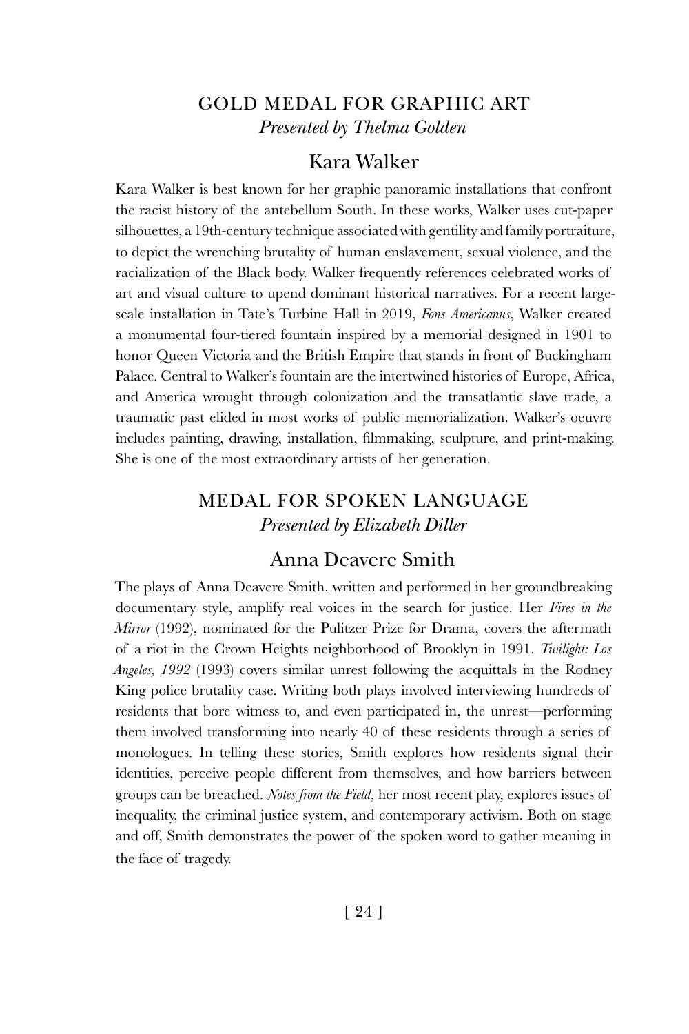## GOLD MEDAL FOR GRAPHIC ART

*Presented by Thelma Golden*

### Kara Walker

Kara Walker is best known for her graphic panoramic installations that confront the racist history of the antebellum South. In these works, Walker uses cut-paper silhouettes, a 19th-century technique associated with gentility and family portraiture, to depict the wrenching brutality of human enslavement, sexual violence, and the racialization of the Black body. Walker frequently references celebrated works of art and visual culture to upend dominant historical narratives. For a recent large-scale installation in Tate's Turbine Hall in 2019, *Fons Americanus*, Walker created a monumental four-tiered fountain inspired by a memorial designed in 1901 to honor Queen Victoria and the British Empire that stands in front of Buckingham Palace. Central to Walker's fountain are the intertwined histories of Europe, Africa, and America wrought through colonization and the transatlantic slave trade, a traumatic past elided in most works of public memorialization. Walker's oeuvre includes painting, drawing, installation, filmmaking, sculpture, and print-making. She is one of the most extraordinary artists of her generation.

## MEDAL FOR SPOKEN LANGUAGE

*Presented by Elizabeth Diller*

### Anna Deavere Smith

The plays of Anna Deavere Smith, written and performed in her groundbreaking documentary style, amplify real voices in the search for justice. Her *Fires in the Mirror* (1992), nominated for the Pulitzer Prize for Drama, covers the aftermath of a riot in the Crown Heights neighborhood of Brooklyn in 1991. *Twilight: Los Angeles, 1992* (1993) covers similar unrest following the acquittals in the Rodney King police brutality case. Writing both plays involved interviewing hundreds of residents that bore witness to, and even participated in, the unrest—performing them involved transforming into nearly 40 of these residents through a series of monologues. In telling these stories, Smith explores how residents signal their identities, perceive people different from themselves, and how barriers between groups can be breached. *Notes from the Field*, her most recent play, explores issues of inequality, the criminal justice system, and contemporary activism. Both on stage and off, Smith demonstrates the power of the spoken word to gather meaning in the face of tragedy.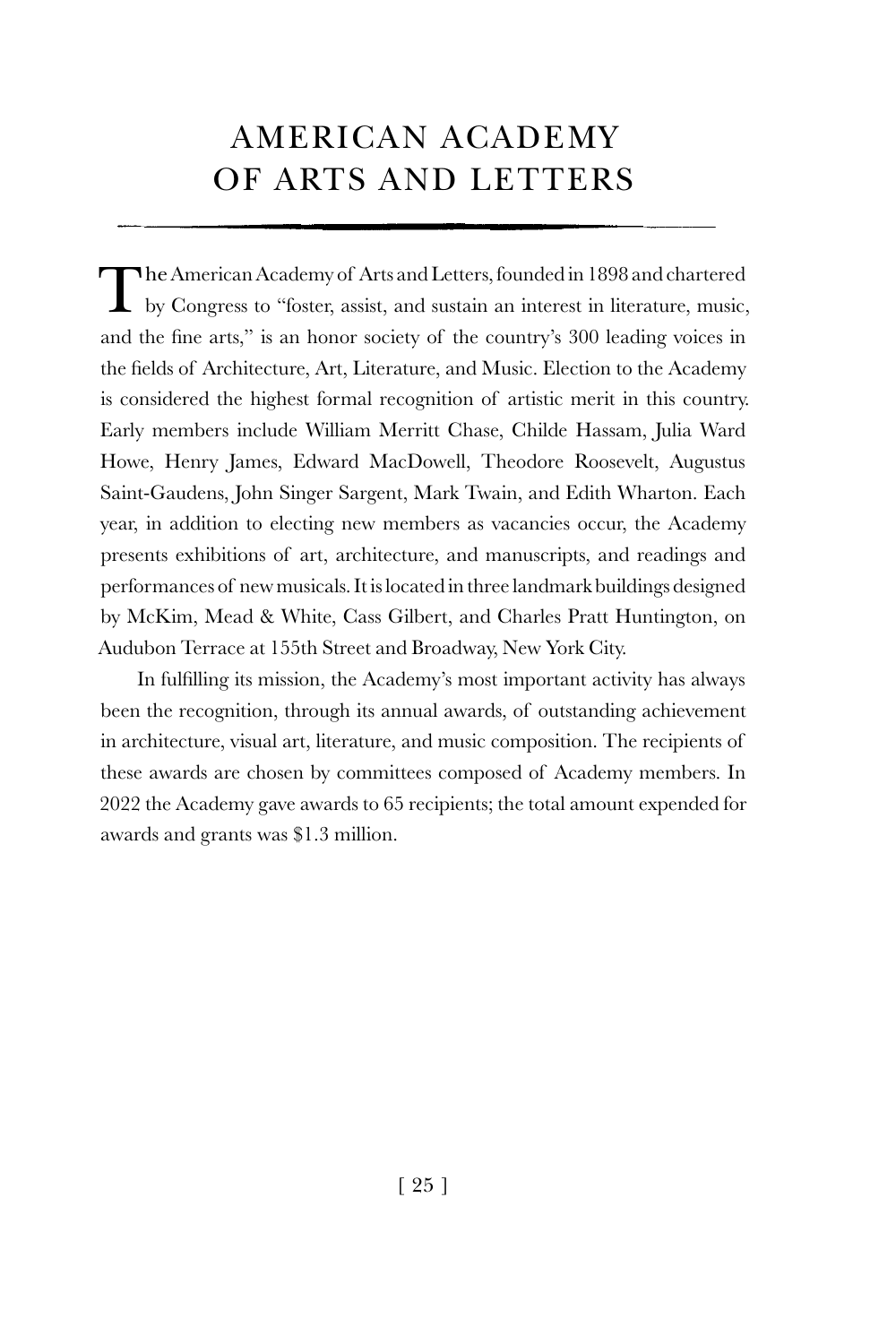# AMERICAN ACADEMY OF ARTS AND LETTERS

The American Academy of Arts and Letters, founded in 1898 and chartered by Congress to "foster, assist, and sustain an interest in literature, music, and the fine arts," is an honor society of the country's 300 leading voices in the fields of Architecture, Art, Literature, and Music. Election to the Academy is considered the highest formal recognition of artistic merit in this country. Early members include William Merritt Chase, Childe Hassam, Julia Ward Howe, Henry James, Edward MacDowell, Theodore Roosevelt, Augustus Saint-Gaudens, John Singer Sargent, Mark Twain, and Edith Wharton. Each year, in addition to electing new members as vacancies occur, the Academy presents exhibitions of art, architecture, and manuscripts, and readings and performances of new musicals. It is located in three landmark buildings designed by McKim, Mead & White, Cass Gilbert, and Charles Pratt Huntington, on Audubon Terrace at 155th Street and Broadway, New York City.

In fulfilling its mission, the Academy's most important activity has always been the recognition, through its annual awards, of outstanding achievement in architecture, visual art, literature, and music composition. The recipients of these awards are chosen by committees composed of Academy members. In 2022 the Academy gave awards to 65 recipients; the total amount expended for awards and grants was $1.3 million.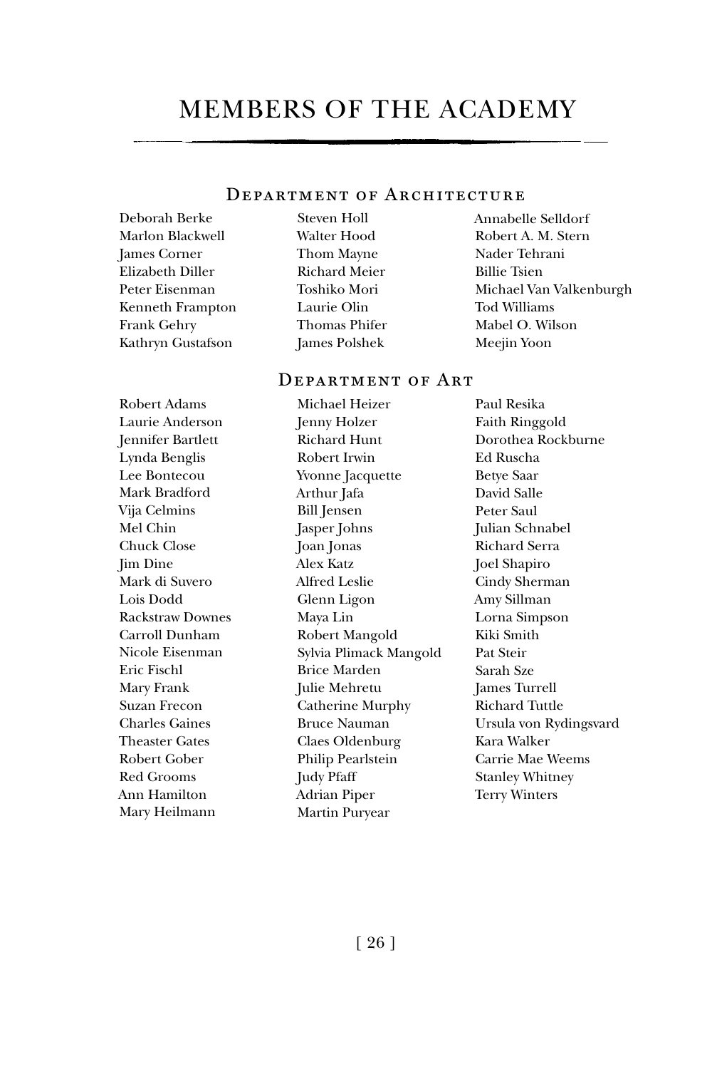# MEMBERS OF THE ACADEMY

## Department of Architecture

Deborah Berke
Marlon Blackwell
James Corner
Elizabeth Diller
Peter Eisenman
Kenneth Frampton
Frank Gehry
Kathryn Gustafson
Steven Holl
Walter Hood
Thom Mayne
Richard Meier
Toshiko Mori
Laurie Olin
Thomas Phifer
James Polshek
Annabelle Selldorf
Robert A. M. Stern
Nader Tehrani
Billie Tsien
Michael Van Valkenburgh
Tod Williams
Mabel O. Wilson
Meejin Yoon

## Department of Art

Robert Adams
Laurie Anderson
Jennifer Bartlett
Lynda Benglis
Lee Bontecou
Mark Bradford
Vija Celmins
Mel Chin
Chuck Close
Jim Dine
Mark di Suvero
Lois Dodd
Rackstraw Downes
Carroll Dunham
Nicole Eisenman
Eric Fischl
Mary Frank
Suzan Frecon
Charles Gaines
Theaster Gates
Robert Gober
Red Grooms
Ann Hamilton
Mary Heilmann
Michael Heizer
Jenny Holzer
Richard Hunt
Robert Irwin
Yvonne Jacquette
Arthur Jafa
Bill Jensen
Jasper Johns
Joan Jonas
Alex Katz
Alfred Leslie
Glenn Ligon
Maya Lin
Robert Mangold
Sylvia Plimack Mangold
Brice Marden
Julie Mehretu
Catherine Murphy
Bruce Nauman
Claes Oldenburg
Philip Pearlstein
Judy Pfaff
Adrian Piper
Martin Puryear
Paul Resika
Faith Ringgold
Dorothea Rockburne
Ed Ruscha
Betye Saar
David Salle
Peter Saul
Julian Schnabel
Richard Serra
Joel Shapiro
Cindy Sherman
Amy Sillman
Lorna Simpson
Kiki Smith
Pat Steir
Sarah Sze
James Turrell
Richard Tuttle
Ursula von Rydingsvard
Kara Walker
Carrie Mae Weems
Stanley Whitney
Terry Winters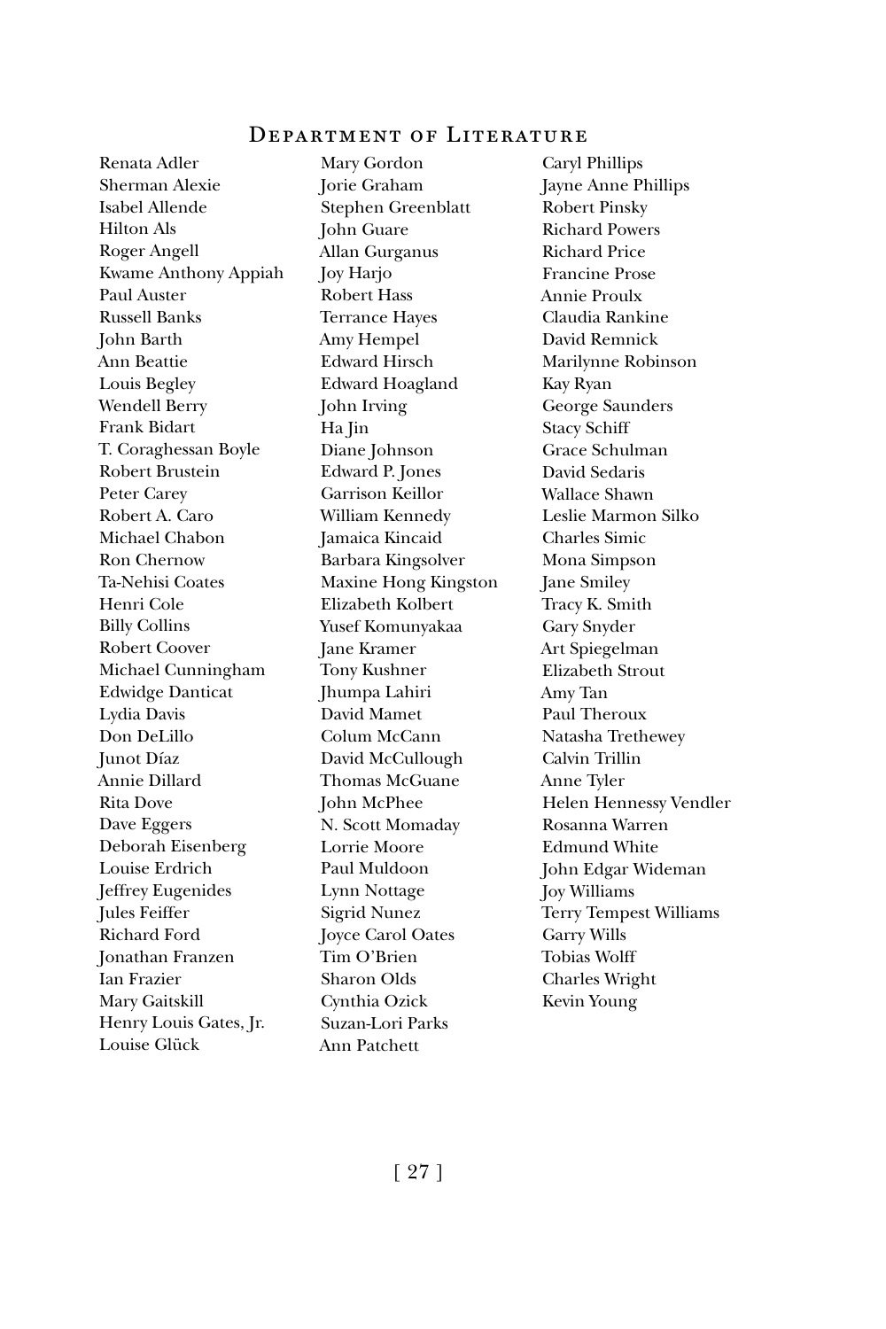## Department of Literature

Renata Adler
Sherman Alexie
Isabel Allende
Hilton Als
Roger Angell
Kwame Anthony Appiah
Paul Auster
Russell Banks
John Barth
Ann Beattie
Louis Begley
Wendell Berry
Frank Bidart
T. Coraghessan Boyle
Robert Brustein
Peter Carey
Robert A. Caro
Michael Chabon
Ron Chernow
Ta-Nehisi Coates
Henri Cole
Billy Collins
Robert Coover
Michael Cunningham
Edwidge Danticat
Lydia Davis
Don DeLillo
Junot Díaz
Annie Dillard
Rita Dove
Dave Eggers
Deborah Eisenberg
Louise Erdrich
Jeffrey Eugenides
Jules Feiffer
Richard Ford
Jonathan Franzen
Ian Frazier
Mary Gaitskill
Henry Louis Gates, Jr.
Louise Glück
Mary Gordon
Jorie Graham
Stephen Greenblatt
John Guare
Allan Gurganus
Joy Harjo
Robert Hass
Terrance Hayes
Amy Hempel
Edward Hirsch
Edward Hoagland
John Irving
Ha Jin
Diane Johnson
Edward P. Jones
Garrison Keillor
William Kennedy
Jamaica Kincaid
Barbara Kingsolver
Maxine Hong Kingston
Elizabeth Kolbert
Yusef Komunyakaa
Jane Kramer
Tony Kushner
Jhumpa Lahiri
David Mamet
Colum McCann
David McCullough
Thomas McGuane
John McPhee
N. Scott Momaday
Lorrie Moore
Paul Muldoon
Lynn Nottage
Sigrid Nunez
Joyce Carol Oates
Tim O'Brien
Sharon Olds
Cynthia Ozick
Suzan-Lori Parks
Ann Patchett
Caryl Phillips
Jayne Anne Phillips
Robert Pinsky
Richard Powers
Richard Price
Francine Prose
Annie Proulx
Claudia Rankine
David Remnick
Marilynne Robinson
Kay Ryan
George Saunders
Stacy Schiff
Grace Schulman
David Sedaris
Wallace Shawn
Leslie Marmon Silko
Charles Simic
Mona Simpson
Jane Smiley
Tracy K. Smith
Gary Snyder
Art Spiegelman
Elizabeth Strout
Amy Tan
Paul Theroux
Natasha Trethewey
Calvin Trillin
Anne Tyler
Helen Hennessy Vendler
Rosanna Warren
Edmund White
John Edgar Wideman
Joy Williams
Terry Tempest Williams
Garry Wills
Tobias Wolff
Charles Wright
Kevin Young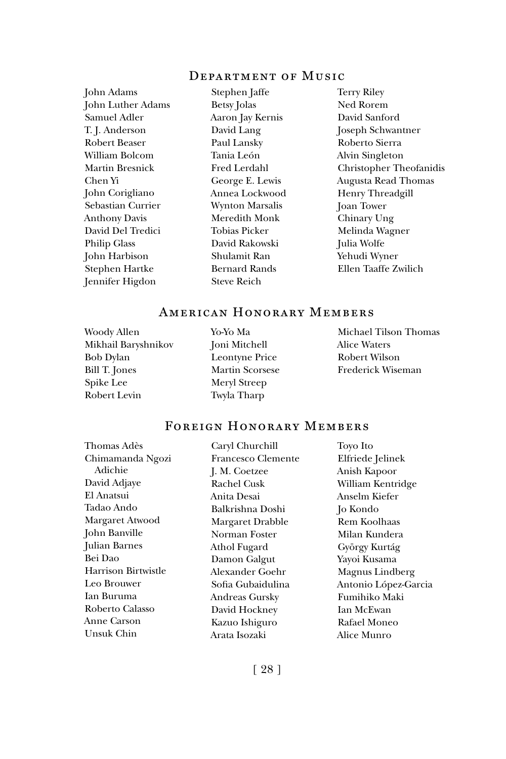## Department of Music

John Adams
John Luther Adams
Samuel Adler
T. J. Anderson
Robert Beaser
William Bolcom
Martin Bresnick
Chen Yi
John Corigliano
Sebastian Currier
Anthony Davis
David Del Tredici
Philip Glass
John Harbison
Stephen Hartke
Jennifer Higdon
Stephen Jaffe
Betsy Jolas
Aaron Jay Kernis
David Lang
Paul Lansky
Tania León
Fred Lerdahl
George E. Lewis
Annea Lockwood
Wynton Marsalis
Meredith Monk
Tobias Picker
David Rakowski
Shulamit Ran
Bernard Rands
Steve Reich
Terry Riley
Ned Rorem
David Sanford
Joseph Schwantner
Roberto Sierra
Alvin Singleton
Christopher Theofanidis
Augusta Read Thomas
Henry Threadgill
Joan Tower
Chinary Ung
Melinda Wagner
Julia Wolfe
Yehudi Wyner
Ellen Taaffe Zwilich

## American Honorary Members

Woody Allen
Mikhail Baryshnikov
Bob Dylan
Bill T. Jones
Spike Lee
Robert Levin
Yo-Yo Ma
Joni Mitchell
Leontyne Price
Martin Scorsese
Meryl Streep
Twyla Tharp
Michael Tilson Thomas
Alice Waters
Robert Wilson
Frederick Wiseman

## Foreign Honorary Members

Thomas Adès
Chimamanda Ngozi Adichie
David Adjaye
El Anatsui
Tadao Ando
Margaret Atwood
John Banville
Julian Barnes
Bei Dao
Harrison Birtwistle
Leo Brouwer
Ian Buruma
Roberto Calasso
Anne Carson
Unsuk Chin
Caryl Churchill
Francesco Clemente
J. M. Coetzee
Rachel Cusk
Anita Desai
Balkrishna Doshi
Margaret Drabble
Norman Foster
Athol Fugard
Damon Galgut
Alexander Goehr
Sofia Gubaidulina
Andreas Gursky
David Hockney
Kazuo Ishiguro
Arata Isozaki
Toyo Ito
Elfriede Jelinek
Anish Kapoor
William Kentridge
Anselm Kiefer
Jo Kondo
Rem Koolhaas
Milan Kundera
György Kurtág
Yayoi Kusama
Magnus Lindberg
Antonio López-Garcia
Fumihiko Maki
Ian McEwan
Rafael Moneo
Alice Munro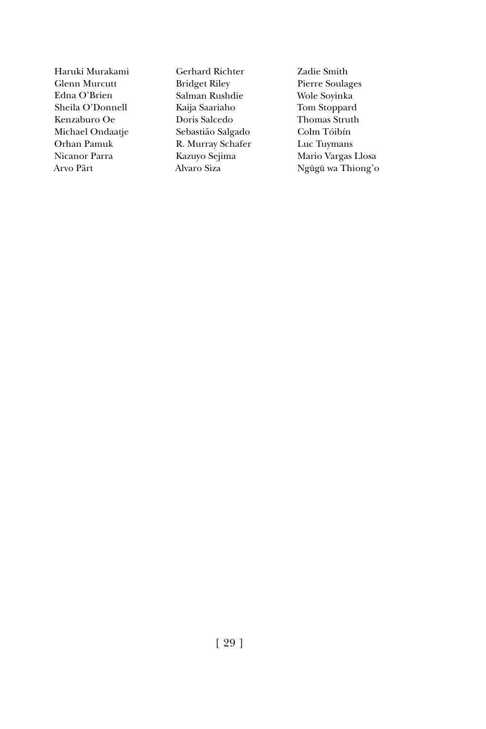Haruki Murakami
Glenn Murcutt
Edna O'Brien
Sheila O'Donnell
Kenzaburo Oe
Michael Ondaatje
Orhan Pamuk
Nicanor Parra
Arvo Pärt

Gerhard Richter
Bridget Riley
Salman Rushdie
Kaija Saariaho
Doris Salcedo
Sebastião Salgado
R. Murray Schafer
Kazuyo Sejima
Alvaro Siza

Zadie Smith
Pierre Soulages
Wole Soyinka
Tom Stoppard
Thomas Struth
Colm Tóibín
Luc Tuymans
Mario Vargas Llosa
Ngũgĩ wa Thiong'o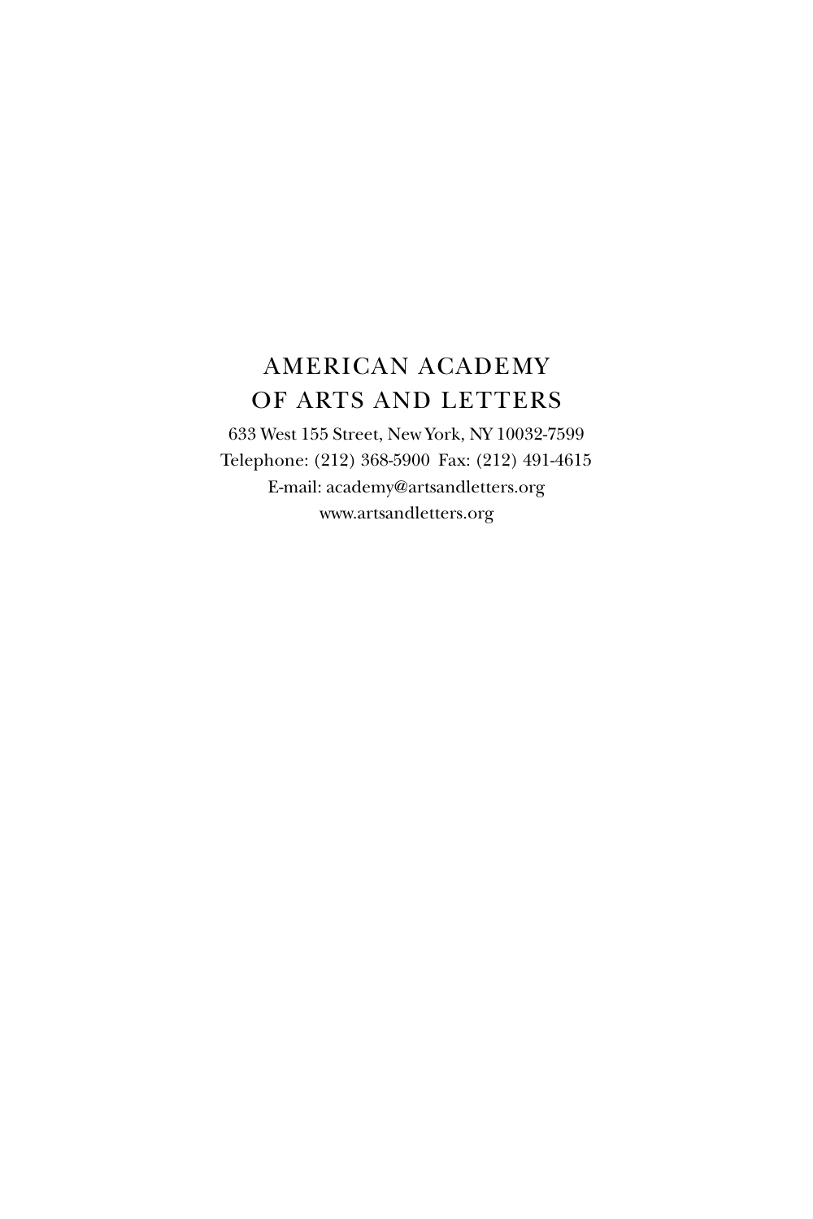# AMERICAN ACADEMY OF ARTS AND LETTERS

633 West 155 Street, New York, NY 10032-7599
Telephone: (212) 368-5900 Fax: (212) 491-4615
E-mail: academy@artsandletters.org
www.artsandletters.org